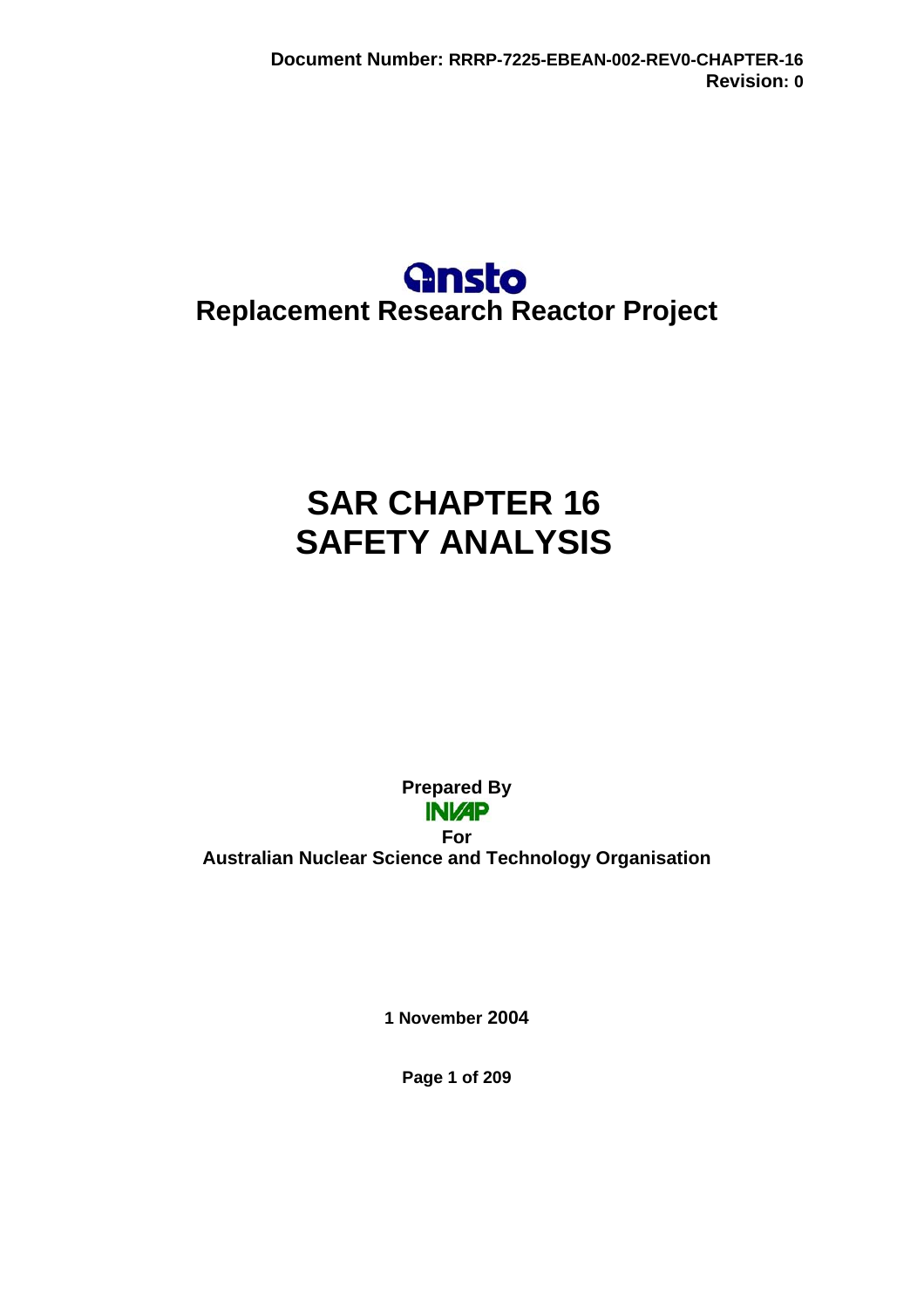**Document Number:** RRRP-7225-EBEAN-002-REV0-CHAPTER-16
**Revision:** 0

ansto

**Replacement Research Reactor Project**

# SAR CHAPTER 16
# SAFETY ANALYSIS

**Prepared By**

INVAP

**For**

**Australian Nuclear Science and Technology Organisation**

**1 November 2004**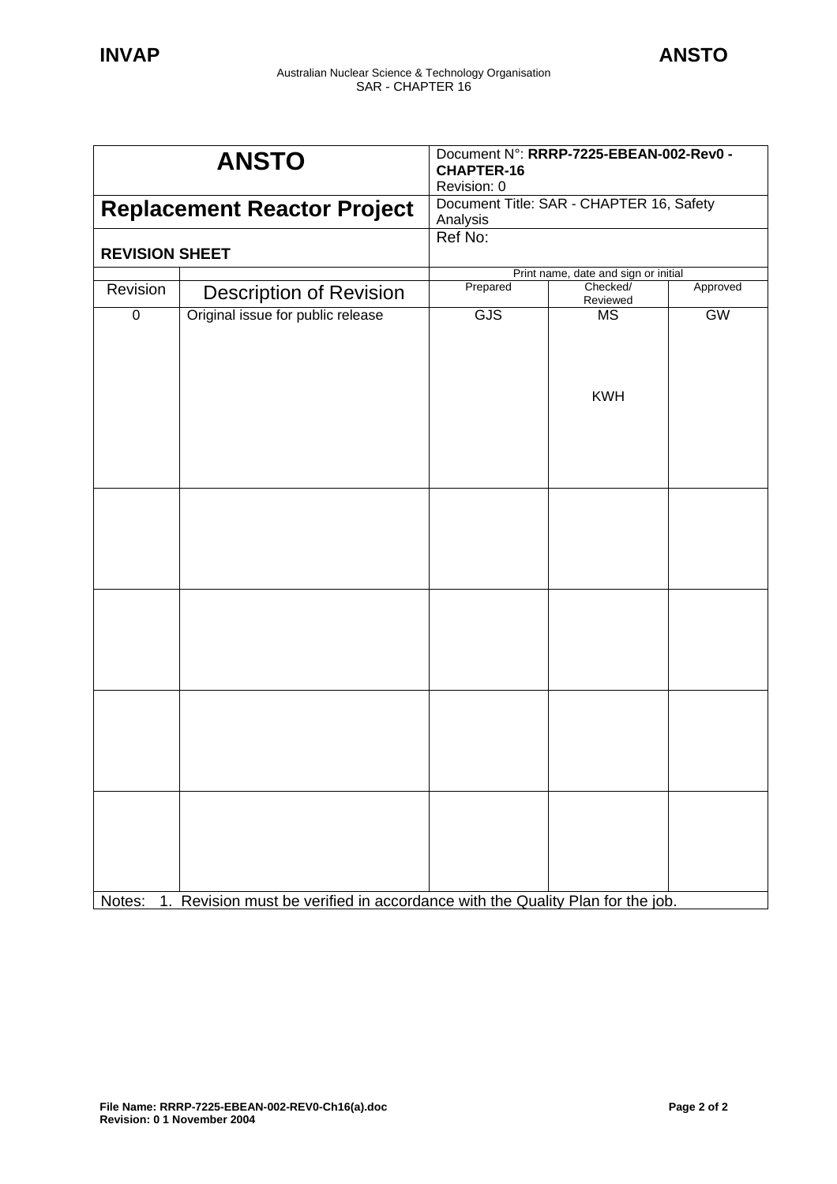| ANSTO | | Document N°: **RRRP-7225-EBEAN-002-Rev0 - CHAPTER-16**<br>Revision: 0 | | |
|---|---|---|---|---|
| **Replacement Reactor Project** | | Document Title: SAR - CHAPTER 16, Safety Analysis | | |
| **REVISION SHEET** | | Ref No: | | |
| | | Print name, date and sign or initial | | |
| Revision | Description of Revision | Prepared | Checked/ Reviewed | Approved |
| 0 | Original issue for public release | GJS | MS<br><br>KWH | GW |
| | | | | |
| | | | | |
| | | | | |
| | | | | |
| Notes: 1. Revision must be verified in accordance with the Quality Plan for the job. | | | | |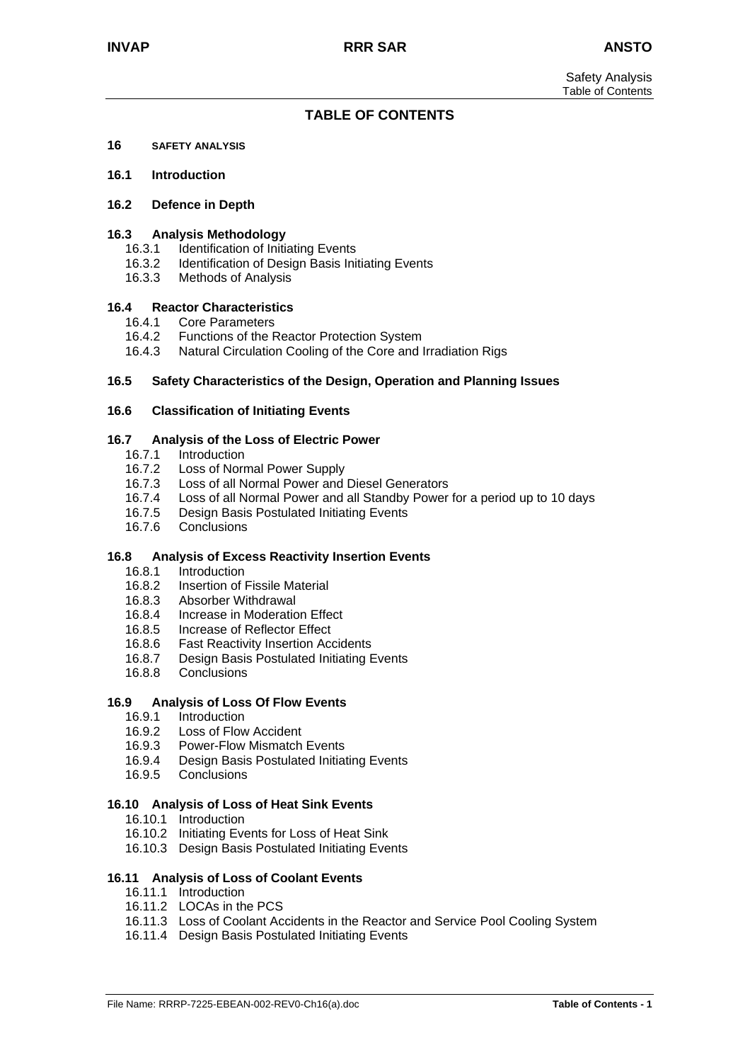# TABLE OF CONTENTS

**16 SAFETY ANALYSIS**

**16.1 Introduction**

**16.2 Defence in Depth**

**16.3 Analysis Methodology**
- 16.3.1 Identification of Initiating Events
- 16.3.2 Identification of Design Basis Initiating Events
- 16.3.3 Methods of Analysis

**16.4 Reactor Characteristics**
- 16.4.1 Core Parameters
- 16.4.2 Functions of the Reactor Protection System
- 16.4.3 Natural Circulation Cooling of the Core and Irradiation Rigs

**16.5 Safety Characteristics of the Design, Operation and Planning Issues**

**16.6 Classification of Initiating Events**

**16.7 Analysis of the Loss of Electric Power**
- 16.7.1 Introduction
- 16.7.2 Loss of Normal Power Supply
- 16.7.3 Loss of all Normal Power and Diesel Generators
- 16.7.4 Loss of all Normal Power and all Standby Power for a period up to 10 days
- 16.7.5 Design Basis Postulated Initiating Events
- 16.7.6 Conclusions

**16.8 Analysis of Excess Reactivity Insertion Events**
- 16.8.1 Introduction
- 16.8.2 Insertion of Fissile Material
- 16.8.3 Absorber Withdrawal
- 16.8.4 Increase in Moderation Effect
- 16.8.5 Increase of Reflector Effect
- 16.8.6 Fast Reactivity Insertion Accidents
- 16.8.7 Design Basis Postulated Initiating Events
- 16.8.8 Conclusions

**16.9 Analysis of Loss Of Flow Events**
- 16.9.1 Introduction
- 16.9.2 Loss of Flow Accident
- 16.9.3 Power-Flow Mismatch Events
- 16.9.4 Design Basis Postulated Initiating Events
- 16.9.5 Conclusions

**16.10 Analysis of Loss of Heat Sink Events**
- 16.10.1 Introduction
- 16.10.2 Initiating Events for Loss of Heat Sink
- 16.10.3 Design Basis Postulated Initiating Events

**16.11 Analysis of Loss of Coolant Events**
- 16.11.1 Introduction
- 16.11.2 LOCAs in the PCS
- 16.11.3 Loss of Coolant Accidents in the Reactor and Service Pool Cooling System
- 16.11.4 Design Basis Postulated Initiating Events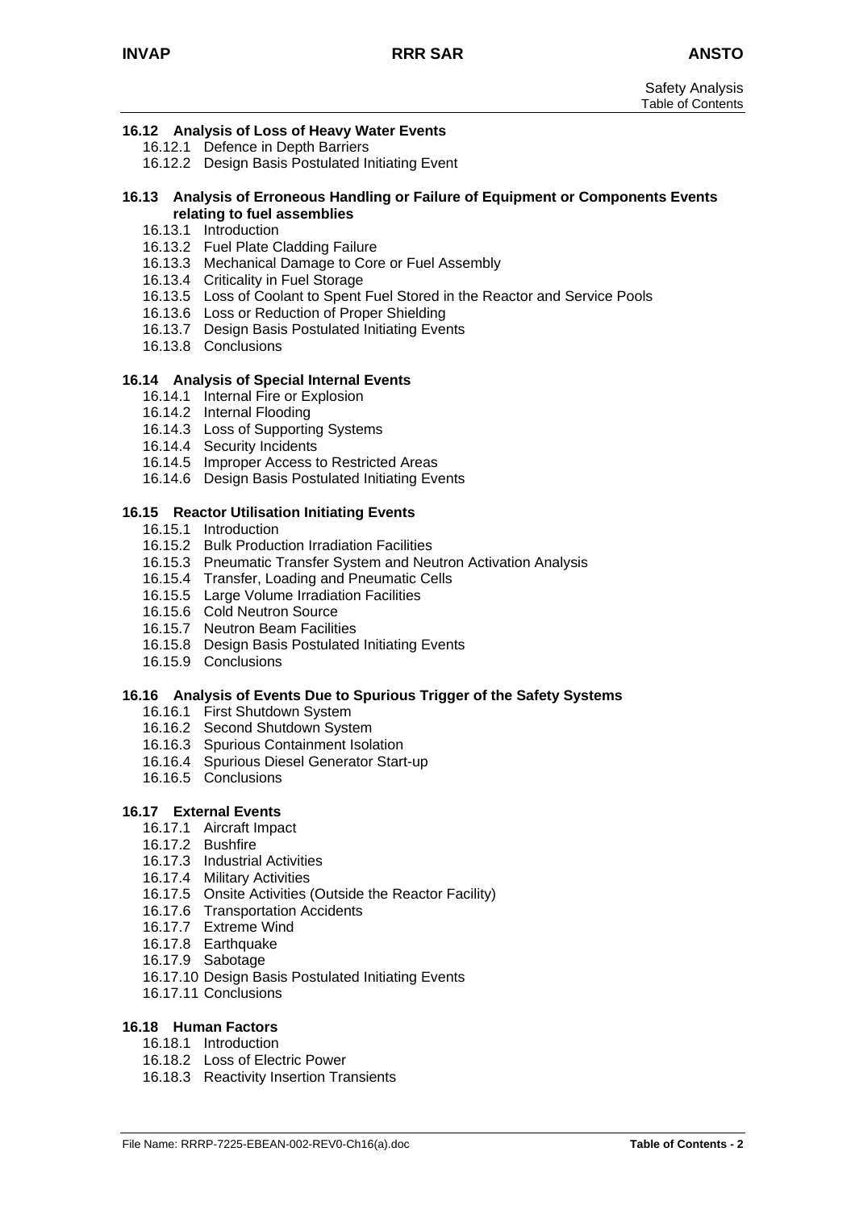**16.12 Analysis of Loss of Heavy Water Events**

- 16.12.1 Defence in Depth Barriers
- 16.12.2 Design Basis Postulated Initiating Event

**16.13 Analysis of Erroneous Handling or Failure of Equipment or Components Events relating to fuel assemblies**

- 16.13.1 Introduction
- 16.13.2 Fuel Plate Cladding Failure
- 16.13.3 Mechanical Damage to Core or Fuel Assembly
- 16.13.4 Criticality in Fuel Storage
- 16.13.5 Loss of Coolant to Spent Fuel Stored in the Reactor and Service Pools
- 16.13.6 Loss or Reduction of Proper Shielding
- 16.13.7 Design Basis Postulated Initiating Events
- 16.13.8 Conclusions

**16.14 Analysis of Special Internal Events**

- 16.14.1 Internal Fire or Explosion
- 16.14.2 Internal Flooding
- 16.14.3 Loss of Supporting Systems
- 16.14.4 Security Incidents
- 16.14.5 Improper Access to Restricted Areas
- 16.14.6 Design Basis Postulated Initiating Events

**16.15 Reactor Utilisation Initiating Events**

- 16.15.1 Introduction
- 16.15.2 Bulk Production Irradiation Facilities
- 16.15.3 Pneumatic Transfer System and Neutron Activation Analysis
- 16.15.4 Transfer, Loading and Pneumatic Cells
- 16.15.5 Large Volume Irradiation Facilities
- 16.15.6 Cold Neutron Source
- 16.15.7 Neutron Beam Facilities
- 16.15.8 Design Basis Postulated Initiating Events
- 16.15.9 Conclusions

**16.16 Analysis of Events Due to Spurious Trigger of the Safety Systems**

- 16.16.1 First Shutdown System
- 16.16.2 Second Shutdown System
- 16.16.3 Spurious Containment Isolation
- 16.16.4 Spurious Diesel Generator Start-up
- 16.16.5 Conclusions

**16.17 External Events**

- 16.17.1 Aircraft Impact
- 16.17.2 Bushfire
- 16.17.3 Industrial Activities
- 16.17.4 Military Activities
- 16.17.5 Onsite Activities (Outside the Reactor Facility)
- 16.17.6 Transportation Accidents
- 16.17.7 Extreme Wind
- 16.17.8 Earthquake
- 16.17.9 Sabotage
- 16.17.10 Design Basis Postulated Initiating Events
- 16.17.11 Conclusions

**16.18 Human Factors**

- 16.18.1 Introduction
- 16.18.2 Loss of Electric Power
- 16.18.3 Reactivity Insertion Transients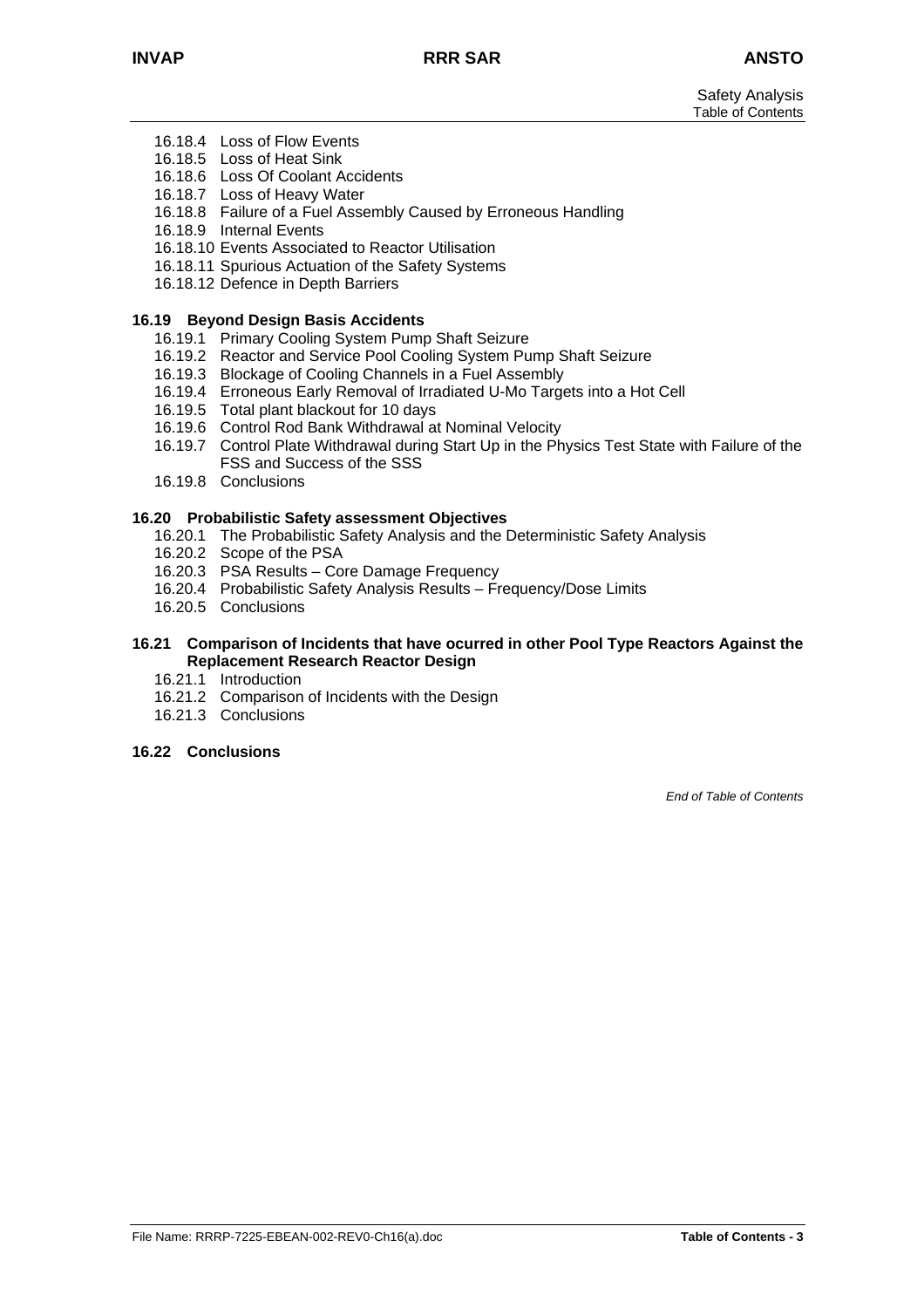- 16.18.4 Loss of Flow Events
- 16.18.5 Loss of Heat Sink
- 16.18.6 Loss Of Coolant Accidents
- 16.18.7 Loss of Heavy Water
- 16.18.8 Failure of a Fuel Assembly Caused by Erroneous Handling
- 16.18.9 Internal Events
- 16.18.10 Events Associated to Reactor Utilisation
- 16.18.11 Spurious Actuation of the Safety Systems
- 16.18.12 Defence in Depth Barriers

**16.19 Beyond Design Basis Accidents**

- 16.19.1 Primary Cooling System Pump Shaft Seizure
- 16.19.2 Reactor and Service Pool Cooling System Pump Shaft Seizure
- 16.19.3 Blockage of Cooling Channels in a Fuel Assembly
- 16.19.4 Erroneous Early Removal of Irradiated U-Mo Targets into a Hot Cell
- 16.19.5 Total plant blackout for 10 days
- 16.19.6 Control Rod Bank Withdrawal at Nominal Velocity
- 16.19.7 Control Plate Withdrawal during Start Up in the Physics Test State with Failure of the FSS and Success of the SSS
- 16.19.8 Conclusions

**16.20 Probabilistic Safety assessment Objectives**

- 16.20.1 The Probabilistic Safety Analysis and the Deterministic Safety Analysis
- 16.20.2 Scope of the PSA
- 16.20.3 PSA Results – Core Damage Frequency
- 16.20.4 Probabilistic Safety Analysis Results – Frequency/Dose Limits
- 16.20.5 Conclusions

**16.21 Comparison of Incidents that have ocurred in other Pool Type Reactors Against the Replacement Research Reactor Design**

- 16.21.1 Introduction
- 16.21.2 Comparison of Incidents with the Design
- 16.21.3 Conclusions

**16.22 Conclusions**

*End of Table of Contents*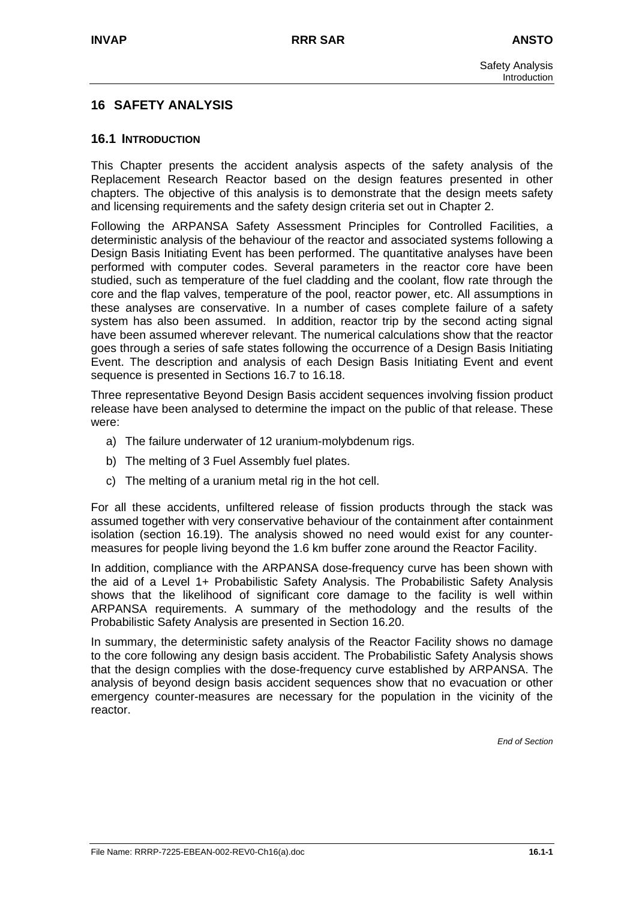# 16 SAFETY ANALYSIS

## 16.1 INTRODUCTION

This Chapter presents the accident analysis aspects of the safety analysis of the Replacement Research Reactor based on the design features presented in other chapters. The objective of this analysis is to demonstrate that the design meets safety and licensing requirements and the safety design criteria set out in Chapter 2.

Following the ARPANSA Safety Assessment Principles for Controlled Facilities, a deterministic analysis of the behaviour of the reactor and associated systems following a Design Basis Initiating Event has been performed. The quantitative analyses have been performed with computer codes. Several parameters in the reactor core have been studied, such as temperature of the fuel cladding and the coolant, flow rate through the core and the flap valves, temperature of the pool, reactor power, etc. All assumptions in these analyses are conservative. In a number of cases complete failure of a safety system has also been assumed. In addition, reactor trip by the second acting signal have been assumed wherever relevant. The numerical calculations show that the reactor goes through a series of safe states following the occurrence of a Design Basis Initiating Event. The description and analysis of each Design Basis Initiating Event and event sequence is presented in Sections 16.7 to 16.18.

Three representative Beyond Design Basis accident sequences involving fission product release have been analysed to determine the impact on the public of that release. These were:

a) The failure underwater of 12 uranium-molybdenum rigs.

b) The melting of 3 Fuel Assembly fuel plates.

c) The melting of a uranium metal rig in the hot cell.

For all these accidents, unfiltered release of fission products through the stack was assumed together with very conservative behaviour of the containment after containment isolation (section 16.19). The analysis showed no need would exist for any counter-measures for people living beyond the 1.6 km buffer zone around the Reactor Facility.

In addition, compliance with the ARPANSA dose-frequency curve has been shown with the aid of a Level 1+ Probabilistic Safety Analysis. The Probabilistic Safety Analysis shows that the likelihood of significant core damage to the facility is well within ARPANSA requirements. A summary of the methodology and the results of the Probabilistic Safety Analysis are presented in Section 16.20.

In summary, the deterministic safety analysis of the Reactor Facility shows no damage to the core following any design basis accident. The Probabilistic Safety Analysis shows that the design complies with the dose-frequency curve established by ARPANSA. The analysis of beyond design basis accident sequences show that no evacuation or other emergency counter-measures are necessary for the population in the vicinity of the reactor.

*End of Section*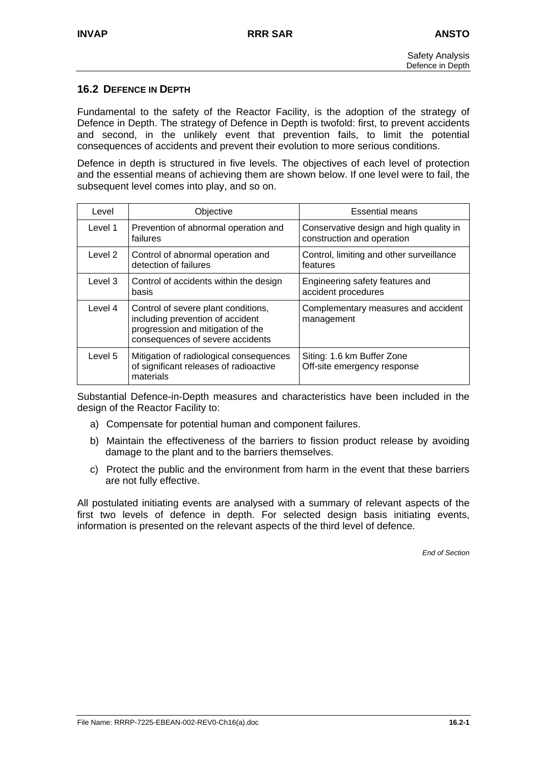## 16.2 DEFENCE IN DEPTH

Fundamental to the safety of the Reactor Facility, is the adoption of the strategy of Defence in Depth. The strategy of Defence in Depth is twofold: first, to prevent accidents and second, in the unlikely event that prevention fails, to limit the potential consequences of accidents and prevent their evolution to more serious conditions.

Defence in depth is structured in five levels. The objectives of each level of protection and the essential means of achieving them are shown below. If one level were to fail, the subsequent level comes into play, and so on.

| Level | Objective | Essential means |
|---|---|---|
| Level 1 | Prevention of abnormal operation and failures | Conservative design and high quality in construction and operation |
| Level 2 | Control of abnormal operation and detection of failures | Control, limiting and other surveillance features |
| Level 3 | Control of accidents within the design basis | Engineering safety features and accident procedures |
| Level 4 | Control of severe plant conditions, including prevention of accident progression and mitigation of the consequences of severe accidents | Complementary measures and accident management |
| Level 5 | Mitigation of radiological consequences of significant releases of radioactive materials | Siting: 1.6 km Buffer Zone<br>Off-site emergency response |

Substantial Defence-in-Depth measures and characteristics have been included in the design of the Reactor Facility to:

a) Compensate for potential human and component failures.

b) Maintain the effectiveness of the barriers to fission product release by avoiding damage to the plant and to the barriers themselves.

c) Protect the public and the environment from harm in the event that these barriers are not fully effective.

All postulated initiating events are analysed with a summary of relevant aspects of the first two levels of defence in depth. For selected design basis initiating events, information is presented on the relevant aspects of the third level of defence.

*End of Section*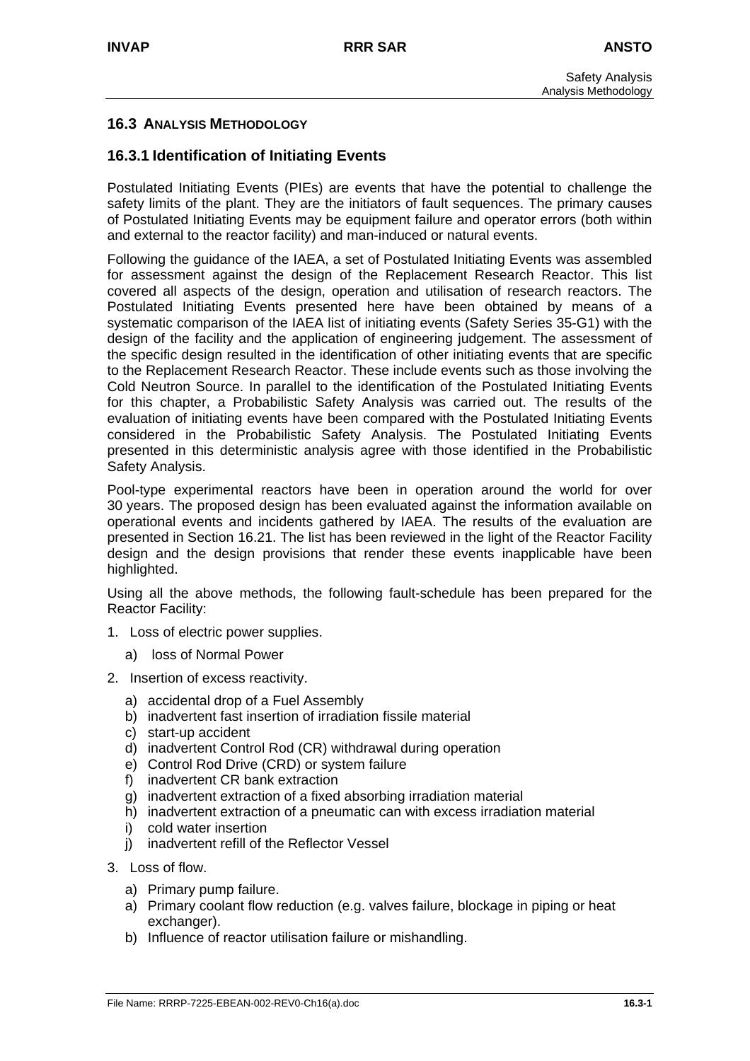## 16.3 ANALYSIS METHODOLOGY

### 16.3.1 Identification of Initiating Events

Postulated Initiating Events (PIEs) are events that have the potential to challenge the safety limits of the plant. They are the initiators of fault sequences. The primary causes of Postulated Initiating Events may be equipment failure and operator errors (both within and external to the reactor facility) and man-induced or natural events.

Following the guidance of the IAEA, a set of Postulated Initiating Events was assembled for assessment against the design of the Replacement Research Reactor. This list covered all aspects of the design, operation and utilisation of research reactors. The Postulated Initiating Events presented here have been obtained by means of a systematic comparison of the IAEA list of initiating events (Safety Series 35-G1) with the design of the facility and the application of engineering judgement. The assessment of the specific design resulted in the identification of other initiating events that are specific to the Replacement Research Reactor. These include events such as those involving the Cold Neutron Source. In parallel to the identification of the Postulated Initiating Events for this chapter, a Probabilistic Safety Analysis was carried out. The results of the evaluation of initiating events have been compared with the Postulated Initiating Events considered in the Probabilistic Safety Analysis. The Postulated Initiating Events presented in this deterministic analysis agree with those identified in the Probabilistic Safety Analysis.

Pool-type experimental reactors have been in operation around the world for over 30 years. The proposed design has been evaluated against the information available on operational events and incidents gathered by IAEA. The results of the evaluation are presented in Section 16.21. The list has been reviewed in the light of the Reactor Facility design and the design provisions that render these events inapplicable have been highlighted.

Using all the above methods, the following fault-schedule has been prepared for the Reactor Facility:

1. Loss of electric power supplies.
   a) loss of Normal Power
2. Insertion of excess reactivity.
   a) accidental drop of a Fuel Assembly
   b) inadvertent fast insertion of irradiation fissile material
   c) start-up accident
   d) inadvertent Control Rod (CR) withdrawal during operation
   e) Control Rod Drive (CRD) or system failure
   f) inadvertent CR bank extraction
   g) inadvertent extraction of a fixed absorbing irradiation material
   h) inadvertent extraction of a pneumatic can with excess irradiation material
   i) cold water insertion
   j) inadvertent refill of the Reflector Vessel
3. Loss of flow.
   a) Primary pump failure.
   a) Primary coolant flow reduction (e.g. valves failure, blockage in piping or heat exchanger).
   b) Influence of reactor utilisation failure or mishandling.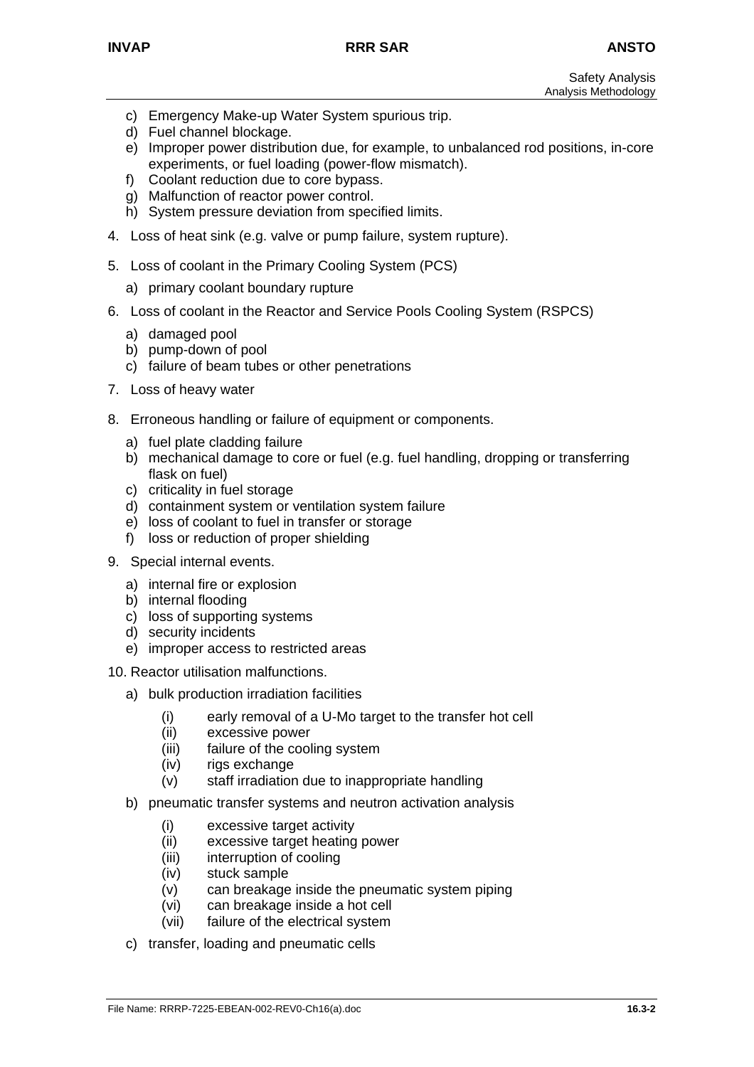c) Emergency Make-up Water System spurious trip.
d) Fuel channel blockage.
e) Improper power distribution due, for example, to unbalanced rod positions, in-core experiments, or fuel loading (power-flow mismatch).
f) Coolant reduction due to core bypass.
g) Malfunction of reactor power control.
h) System pressure deviation from specified limits.

4. Loss of heat sink (e.g. valve or pump failure, system rupture).

5. Loss of coolant in the Primary Cooling System (PCS)

   a) primary coolant boundary rupture

6. Loss of coolant in the Reactor and Service Pools Cooling System (RSPCS)

   a) damaged pool
   b) pump-down of pool
   c) failure of beam tubes or other penetrations

7. Loss of heavy water

8. Erroneous handling or failure of equipment or components.

   a) fuel plate cladding failure
   b) mechanical damage to core or fuel (e.g. fuel handling, dropping or transferring flask on fuel)
   c) criticality in fuel storage
   d) containment system or ventilation system failure
   e) loss of coolant to fuel in transfer or storage
   f) loss or reduction of proper shielding

9. Special internal events.

   a) internal fire or explosion
   b) internal flooding
   c) loss of supporting systems
   d) security incidents
   e) improper access to restricted areas

10. Reactor utilisation malfunctions.

    a) bulk production irradiation facilities

       (i) early removal of a U-Mo target to the transfer hot cell
       (ii) excessive power
       (iii) failure of the cooling system
       (iv) rigs exchange
       (v) staff irradiation due to inappropriate handling

    b) pneumatic transfer systems and neutron activation analysis

       (i) excessive target activity
       (ii) excessive target heating power
       (iii) interruption of cooling
       (iv) stuck sample
       (v) can breakage inside the pneumatic system piping
       (vi) can breakage inside a hot cell
       (vii) failure of the electrical system

    c) transfer, loading and pneumatic cells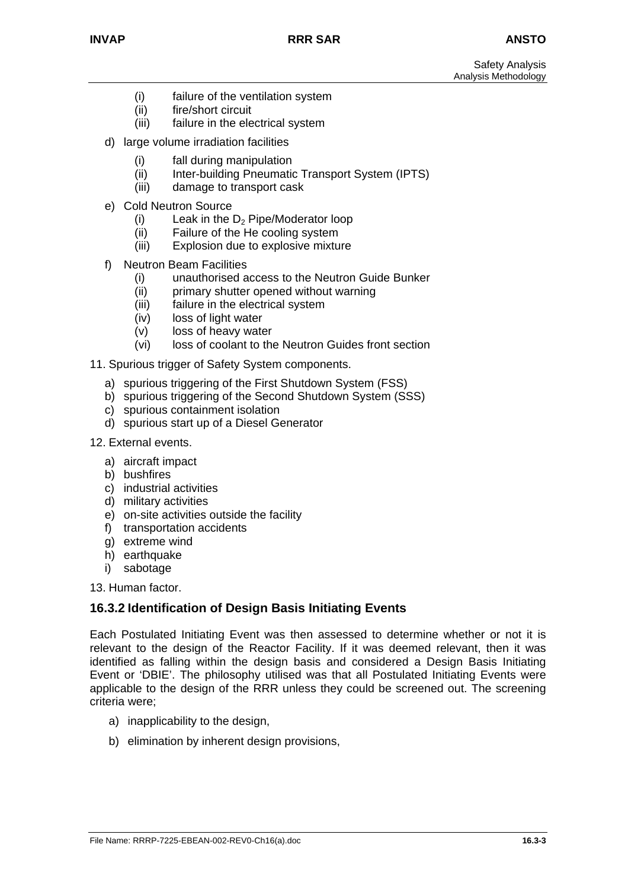- (i) failure of the ventilation system
   - (ii) fire/short circuit
   - (iii) failure in the electrical system

d) large volume irradiation facilities

   - (i) fall during manipulation
   - (ii) Inter-building Pneumatic Transport System (IPTS)
   - (iii) damage to transport cask

e) Cold Neutron Source

   - (i) Leak in the $D_2$ Pipe/Moderator loop
   - (ii) Failure of the He cooling system
   - (iii) Explosion due to explosive mixture

f) Neutron Beam Facilities

   - (i) unauthorised access to the Neutron Guide Bunker
   - (ii) primary shutter opened without warning
   - (iii) failure in the electrical system
   - (iv) loss of light water
   - (v) loss of heavy water
   - (vi) loss of coolant to the Neutron Guides front section

11. Spurious trigger of Safety System components.

   a) spurious triggering of the First Shutdown System (FSS)
   b) spurious triggering of the Second Shutdown System (SSS)
   c) spurious containment isolation
   d) spurious start up of a Diesel Generator

12. External events.

   a) aircraft impact
   b) bushfires
   c) industrial activities
   d) military activities
   e) on-site activities outside the facility
   f) transportation accidents
   g) extreme wind
   h) earthquake
   i) sabotage

13. Human factor.

### 16.3.2 Identification of Design Basis Initiating Events

Each Postulated Initiating Event was then assessed to determine whether or not it is relevant to the design of the Reactor Facility. If it was deemed relevant, then it was identified as falling within the design basis and considered a Design Basis Initiating Event or 'DBIE'. The philosophy utilised was that all Postulated Initiating Events were applicable to the design of the RRR unless they could be screened out. The screening criteria were;

a) inapplicability to the design,

b) elimination by inherent design provisions,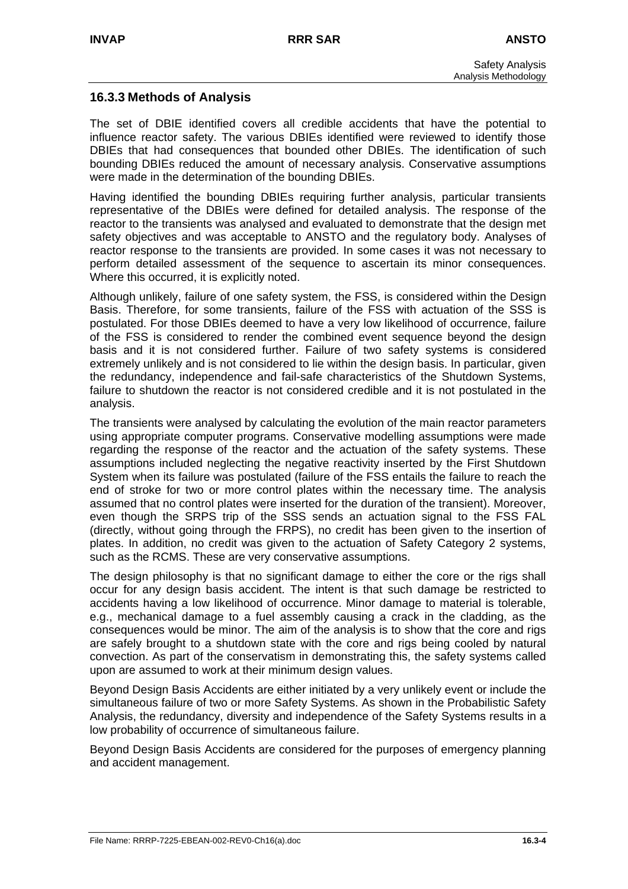### 16.3.3 Methods of Analysis

The set of DBIE identified covers all credible accidents that have the potential to influence reactor safety. The various DBIEs identified were reviewed to identify those DBIEs that had consequences that bounded other DBIEs. The identification of such bounding DBIEs reduced the amount of necessary analysis. Conservative assumptions were made in the determination of the bounding DBIEs.

Having identified the bounding DBIEs requiring further analysis, particular transients representative of the DBIEs were defined for detailed analysis. The response of the reactor to the transients was analysed and evaluated to demonstrate that the design met safety objectives and was acceptable to ANSTO and the regulatory body. Analyses of reactor response to the transients are provided. In some cases it was not necessary to perform detailed assessment of the sequence to ascertain its minor consequences. Where this occurred, it is explicitly noted.

Although unlikely, failure of one safety system, the FSS, is considered within the Design Basis. Therefore, for some transients, failure of the FSS with actuation of the SSS is postulated. For those DBIEs deemed to have a very low likelihood of occurrence, failure of the FSS is considered to render the combined event sequence beyond the design basis and it is not considered further. Failure of two safety systems is considered extremely unlikely and is not considered to lie within the design basis. In particular, given the redundancy, independence and fail-safe characteristics of the Shutdown Systems, failure to shutdown the reactor is not considered credible and it is not postulated in the analysis.

The transients were analysed by calculating the evolution of the main reactor parameters using appropriate computer programs. Conservative modelling assumptions were made regarding the response of the reactor and the actuation of the safety systems. These assumptions included neglecting the negative reactivity inserted by the First Shutdown System when its failure was postulated (failure of the FSS entails the failure to reach the end of stroke for two or more control plates within the necessary time. The analysis assumed that no control plates were inserted for the duration of the transient). Moreover, even though the SRPS trip of the SSS sends an actuation signal to the FSS FAL (directly, without going through the FRPS), no credit has been given to the insertion of plates. In addition, no credit was given to the actuation of Safety Category 2 systems, such as the RCMS. These are very conservative assumptions.

The design philosophy is that no significant damage to either the core or the rigs shall occur for any design basis accident. The intent is that such damage be restricted to accidents having a low likelihood of occurrence. Minor damage to material is tolerable, e.g., mechanical damage to a fuel assembly causing a crack in the cladding, as the consequences would be minor. The aim of the analysis is to show that the core and rigs are safely brought to a shutdown state with the core and rigs being cooled by natural convection. As part of the conservatism in demonstrating this, the safety systems called upon are assumed to work at their minimum design values.

Beyond Design Basis Accidents are either initiated by a very unlikely event or include the simultaneous failure of two or more Safety Systems. As shown in the Probabilistic Safety Analysis, the redundancy, diversity and independence of the Safety Systems results in a low probability of occurrence of simultaneous failure.

Beyond Design Basis Accidents are considered for the purposes of emergency planning and accident management.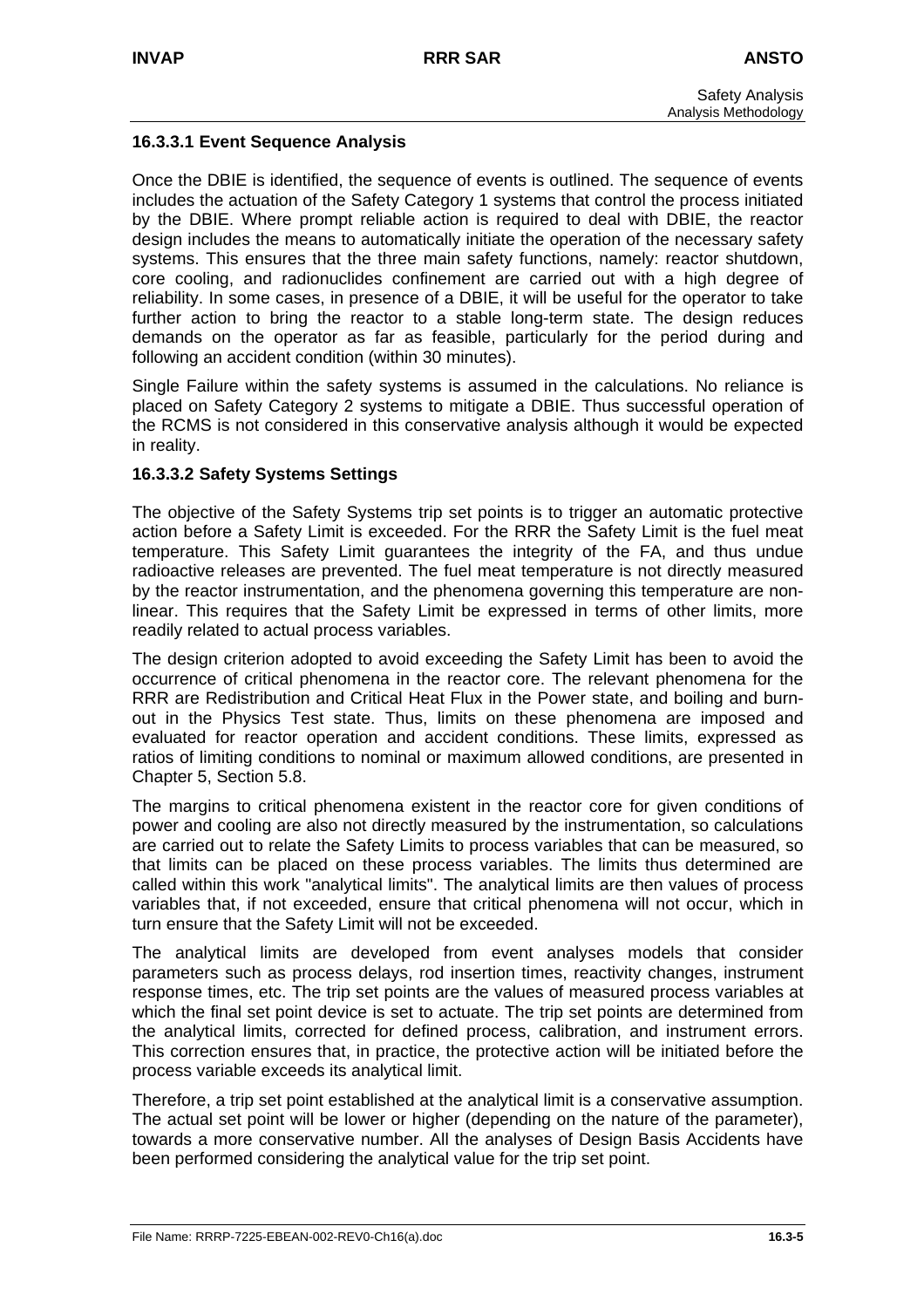### 16.3.3.1 Event Sequence Analysis

Once the DBIE is identified, the sequence of events is outlined. The sequence of events includes the actuation of the Safety Category 1 systems that control the process initiated by the DBIE. Where prompt reliable action is required to deal with DBIE, the reactor design includes the means to automatically initiate the operation of the necessary safety systems. This ensures that the three main safety functions, namely: reactor shutdown, core cooling, and radionuclides confinement are carried out with a high degree of reliability. In some cases, in presence of a DBIE, it will be useful for the operator to take further action to bring the reactor to a stable long-term state. The design reduces demands on the operator as far as feasible, particularly for the period during and following an accident condition (within 30 minutes).

Single Failure within the safety systems is assumed in the calculations. No reliance is placed on Safety Category 2 systems to mitigate a DBIE. Thus successful operation of the RCMS is not considered in this conservative analysis although it would be expected in reality.

### 16.3.3.2 Safety Systems Settings

The objective of the Safety Systems trip set points is to trigger an automatic protective action before a Safety Limit is exceeded. For the RRR the Safety Limit is the fuel meat temperature. This Safety Limit guarantees the integrity of the FA, and thus undue radioactive releases are prevented. The fuel meat temperature is not directly measured by the reactor instrumentation, and the phenomena governing this temperature are non-linear. This requires that the Safety Limit be expressed in terms of other limits, more readily related to actual process variables.

The design criterion adopted to avoid exceeding the Safety Limit has been to avoid the occurrence of critical phenomena in the reactor core. The relevant phenomena for the RRR are Redistribution and Critical Heat Flux in the Power state, and boiling and burn-out in the Physics Test state. Thus, limits on these phenomena are imposed and evaluated for reactor operation and accident conditions. These limits, expressed as ratios of limiting conditions to nominal or maximum allowed conditions, are presented in Chapter 5, Section 5.8.

The margins to critical phenomena existent in the reactor core for given conditions of power and cooling are also not directly measured by the instrumentation, so calculations are carried out to relate the Safety Limits to process variables that can be measured, so that limits can be placed on these process variables. The limits thus determined are called within this work "analytical limits". The analytical limits are then values of process variables that, if not exceeded, ensure that critical phenomena will not occur, which in turn ensure that the Safety Limit will not be exceeded.

The analytical limits are developed from event analyses models that consider parameters such as process delays, rod insertion times, reactivity changes, instrument response times, etc. The trip set points are the values of measured process variables at which the final set point device is set to actuate. The trip set points are determined from the analytical limits, corrected for defined process, calibration, and instrument errors. This correction ensures that, in practice, the protective action will be initiated before the process variable exceeds its analytical limit.

Therefore, a trip set point established at the analytical limit is a conservative assumption. The actual set point will be lower or higher (depending on the nature of the parameter), towards a more conservative number. All the analyses of Design Basis Accidents have been performed considering the analytical value for the trip set point.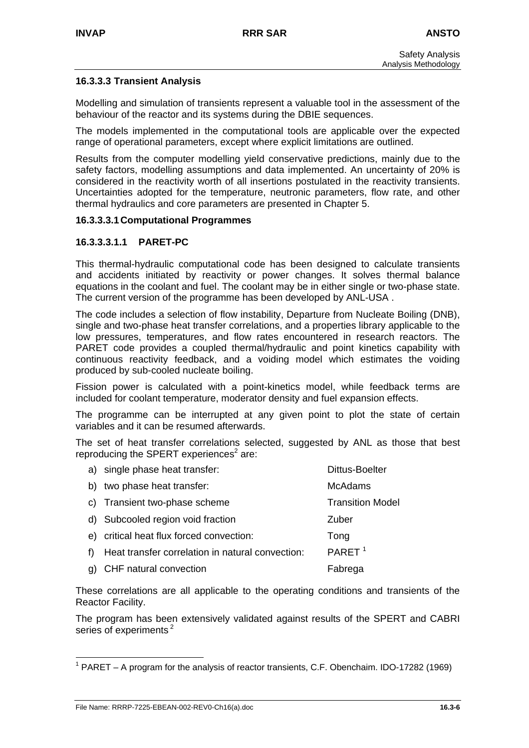### 16.3.3.3 Transient Analysis

Modelling and simulation of transients represent a valuable tool in the assessment of the behaviour of the reactor and its systems during the DBIE sequences.

The models implemented in the computational tools are applicable over the expected range of operational parameters, except where explicit limitations are outlined.

Results from the computer modelling yield conservative predictions, mainly due to the safety factors, modelling assumptions and data implemented. An uncertainty of 20% is considered in the reactivity worth of all insertions postulated in the reactivity transients. Uncertainties adopted for the temperature, neutronic parameters, flow rate, and other thermal hydraulics and core parameters are presented in Chapter 5.

#### 16.3.3.3.1 Computational Programmes

##### 16.3.3.3.1.1 PARET-PC

This thermal-hydraulic computational code has been designed to calculate transients and accidents initiated by reactivity or power changes. It solves thermal balance equations in the coolant and fuel. The coolant may be in either single or two-phase state. The current version of the programme has been developed by ANL-USA .

The code includes a selection of flow instability, Departure from Nucleate Boiling (DNB), single and two-phase heat transfer correlations, and a properties library applicable to the low pressures, temperatures, and flow rates encountered in research reactors. The PARET code provides a coupled thermal/hydraulic and point kinetics capability with continuous reactivity feedback, and a voiding model which estimates the voiding produced by sub-cooled nucleate boiling.

Fission power is calculated with a point-kinetics model, while feedback terms are included for coolant temperature, moderator density and fuel expansion effects.

The programme can be interrupted at any given point to plot the state of certain variables and it can be resumed afterwards.

The set of heat transfer correlations selected, suggested by ANL as those that best reproducing the SPERT experiences[2] are:

| | | |
|---|---|---|
| a) | single phase heat transfer: | Dittus-Boelter |
| b) | two phase heat transfer: | McAdams |
| c) | Transient two-phase scheme | Transition Model |
| d) | Subcooled region void fraction | Zuber |
| e) | critical heat flux forced convection: | Tong |
| f) | Heat transfer correlation in natural convection: | PARET [1] |
| g) | CHF natural convection | Fabrega |

These correlations are all applicable to the operating conditions and transients of the Reactor Facility.

The program has been extensively validated against results of the SPERT and CABRI series of experiments [2]

---

[1] PARET – A program for the analysis of reactor transients, C.F. Obenchaim. IDO-17282 (1969)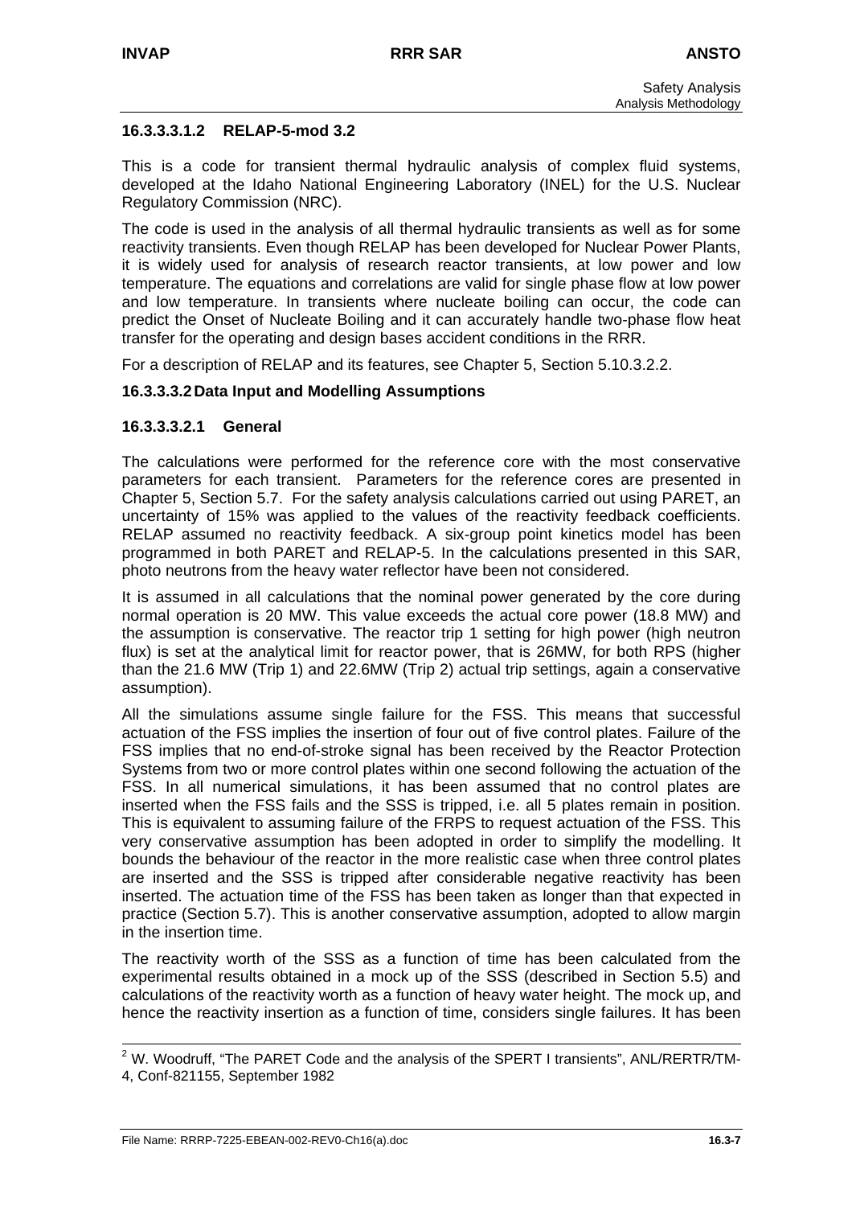#### 16.3.3.3.1.2 RELAP-5-mod 3.2

This is a code for transient thermal hydraulic analysis of complex fluid systems, developed at the Idaho National Engineering Laboratory (INEL) for the U.S. Nuclear Regulatory Commission (NRC).

The code is used in the analysis of all thermal hydraulic transients as well as for some reactivity transients. Even though RELAP has been developed for Nuclear Power Plants, it is widely used for analysis of research reactor transients, at low power and low temperature. The equations and correlations are valid for single phase flow at low power and low temperature. In transients where nucleate boiling can occur, the code can predict the Onset of Nucleate Boiling and it can accurately handle two-phase flow heat transfer for the operating and design bases accident conditions in the RRR.

For a description of RELAP and its features, see Chapter 5, Section 5.10.3.2.2.

### 16.3.3.3.2 Data Input and Modelling Assumptions

#### 16.3.3.3.2.1 General

The calculations were performed for the reference core with the most conservative parameters for each transient. Parameters for the reference cores are presented in Chapter 5, Section 5.7. For the safety analysis calculations carried out using PARET, an uncertainty of 15% was applied to the values of the reactivity feedback coefficients. RELAP assumed no reactivity feedback. A six-group point kinetics model has been programmed in both PARET and RELAP-5. In the calculations presented in this SAR, photo neutrons from the heavy water reflector have been not considered.

It is assumed in all calculations that the nominal power generated by the core during normal operation is 20 MW. This value exceeds the actual core power (18.8 MW) and the assumption is conservative. The reactor trip 1 setting for high power (high neutron flux) is set at the analytical limit for reactor power, that is 26MW, for both RPS (higher than the 21.6 MW (Trip 1) and 22.6MW (Trip 2) actual trip settings, again a conservative assumption).

All the simulations assume single failure for the FSS. This means that successful actuation of the FSS implies the insertion of four out of five control plates. Failure of the FSS implies that no end-of-stroke signal has been received by the Reactor Protection Systems from two or more control plates within one second following the actuation of the FSS. In all numerical simulations, it has been assumed that no control plates are inserted when the FSS fails and the SSS is tripped, i.e. all 5 plates remain in position. This is equivalent to assuming failure of the FRPS to request actuation of the FSS. This very conservative assumption has been adopted in order to simplify the modelling. It bounds the behaviour of the reactor in the more realistic case when three control plates are inserted and the SSS is tripped after considerable negative reactivity has been inserted. The actuation time of the FSS has been taken as longer than that expected in practice (Section 5.7). This is another conservative assumption, adopted to allow margin in the insertion time.

The reactivity worth of the SSS as a function of time has been calculated from the experimental results obtained in a mock up of the SSS (described in Section 5.5) and calculations of the reactivity worth as a function of heavy water height. The mock up, and hence the reactivity insertion as a function of time, considers single failures. It has been

[2] W. Woodruff, "The PARET Code and the analysis of the SPERT I transients", ANL/RERTR/TM-4, Conf-821155, September 1982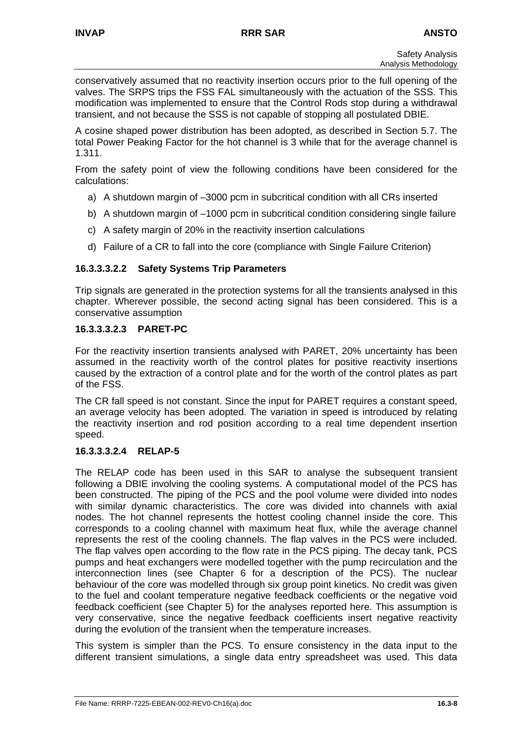conservatively assumed that no reactivity insertion occurs prior to the full opening of the valves. The SRPS trips the FSS FAL simultaneously with the actuation of the SSS. This modification was implemented to ensure that the Control Rods stop during a withdrawal transient, and not because the SSS is not capable of stopping all postulated DBIE.

A cosine shaped power distribution has been adopted, as described in Section 5.7. The total Power Peaking Factor for the hot channel is 3 while that for the average channel is 1.311.

From the safety point of view the following conditions have been considered for the calculations:

a) A shutdown margin of –3000 pcm in subcritical condition with all CRs inserted
b) A shutdown margin of –1000 pcm in subcritical condition considering single failure
c) A safety margin of 20% in the reactivity insertion calculations
d) Failure of a CR to fall into the core (compliance with Single Failure Criterion)

#### 16.3.3.3.2.2 Safety Systems Trip Parameters

Trip signals are generated in the protection systems for all the transients analysed in this chapter. Wherever possible, the second acting signal has been considered. This is a conservative assumption

#### 16.3.3.3.2.3 PARET-PC

For the reactivity insertion transients analysed with PARET, 20% uncertainty has been assumed in the reactivity worth of the control plates for positive reactivity insertions caused by the extraction of a control plate and for the worth of the control plates as part of the FSS.

The CR fall speed is not constant. Since the input for PARET requires a constant speed, an average velocity has been adopted. The variation in speed is introduced by relating the reactivity insertion and rod position according to a real time dependent insertion speed.

#### 16.3.3.3.2.4 RELAP-5

The RELAP code has been used in this SAR to analyse the subsequent transient following a DBIE involving the cooling systems. A computational model of the PCS has been constructed. The piping of the PCS and the pool volume were divided into nodes with similar dynamic characteristics. The core was divided into channels with axial nodes. The hot channel represents the hottest cooling channel inside the core. This corresponds to a cooling channel with maximum heat flux, while the average channel represents the rest of the cooling channels. The flap valves in the PCS were included. The flap valves open according to the flow rate in the PCS piping. The decay tank, PCS pumps and heat exchangers were modelled together with the pump recirculation and the interconnection lines (see Chapter 6 for a description of the PCS). The nuclear behaviour of the core was modelled through six group point kinetics. No credit was given to the fuel and coolant temperature negative feedback coefficients or the negative void feedback coefficient (see Chapter 5) for the analyses reported here. This assumption is very conservative, since the negative feedback coefficients insert negative reactivity during the evolution of the transient when the temperature increases.

This system is simpler than the PCS. To ensure consistency in the data input to the different transient simulations, a single data entry spreadsheet was used. This data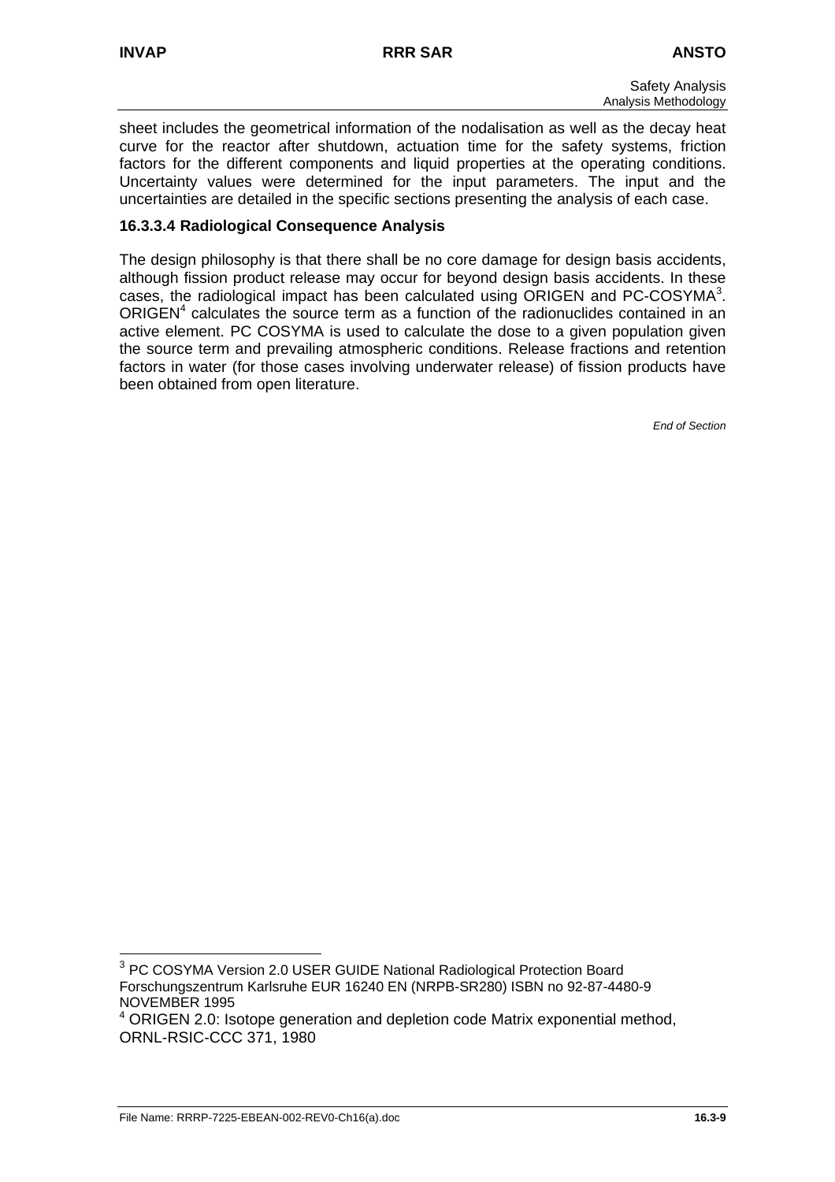sheet includes the geometrical information of the nodalisation as well as the decay heat curve for the reactor after shutdown, actuation time for the safety systems, friction factors for the different components and liquid properties at the operating conditions. Uncertainty values were determined for the input parameters. The input and the uncertainties are detailed in the specific sections presenting the analysis of each case.

### 16.3.3.4 Radiological Consequence Analysis

The design philosophy is that there shall be no core damage for design basis accidents, although fission product release may occur for beyond design basis accidents. In these cases, the radiological impact has been calculated using ORIGEN and PC-COSYMA[3]. ORIGEN[4] calculates the source term as a function of the radionuclides contained in an active element. PC COSYMA is used to calculate the dose to a given population given the source term and prevailing atmospheric conditions. Release fractions and retention factors in water (for those cases involving underwater release) of fission products have been obtained from open literature.

*End of Section*

---

[3] PC COSYMA Version 2.0 USER GUIDE National Radiological Protection Board Forschungszentrum Karlsruhe EUR 16240 EN (NRPB-SR280) ISBN no 92-87-4480-9 NOVEMBER 1995

[4] ORIGEN 2.0: Isotope generation and depletion code Matrix exponential method, ORNL-RSIC-CCC 371, 1980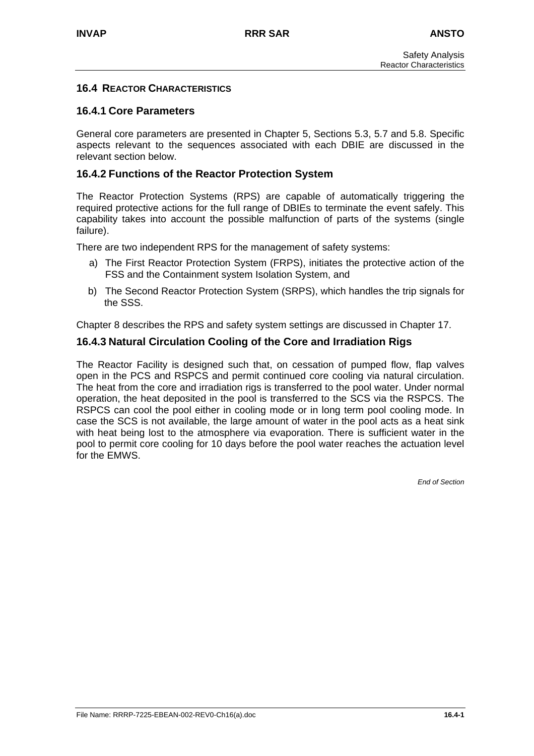## 16.4 REACTOR CHARACTERISTICS

### 16.4.1 Core Parameters

General core parameters are presented in Chapter 5, Sections 5.3, 5.7 and 5.8. Specific aspects relevant to the sequences associated with each DBIE are discussed in the relevant section below.

### 16.4.2 Functions of the Reactor Protection System

The Reactor Protection Systems (RPS) are capable of automatically triggering the required protective actions for the full range of DBIEs to terminate the event safely. This capability takes into account the possible malfunction of parts of the systems (single failure).

There are two independent RPS for the management of safety systems:

a) The First Reactor Protection System (FRPS), initiates the protective action of the FSS and the Containment system Isolation System, and

b) The Second Reactor Protection System (SRPS), which handles the trip signals for the SSS.

Chapter 8 describes the RPS and safety system settings are discussed in Chapter 17.

### 16.4.3 Natural Circulation Cooling of the Core and Irradiation Rigs

The Reactor Facility is designed such that, on cessation of pumped flow, flap valves open in the PCS and RSPCS and permit continued core cooling via natural circulation. The heat from the core and irradiation rigs is transferred to the pool water. Under normal operation, the heat deposited in the pool is transferred to the SCS via the RSPCS. The RSPCS can cool the pool either in cooling mode or in long term pool cooling mode. In case the SCS is not available, the large amount of water in the pool acts as a heat sink with heat being lost to the atmosphere via evaporation. There is sufficient water in the pool to permit core cooling for 10 days before the pool water reaches the actuation level for the EMWS.

*End of Section*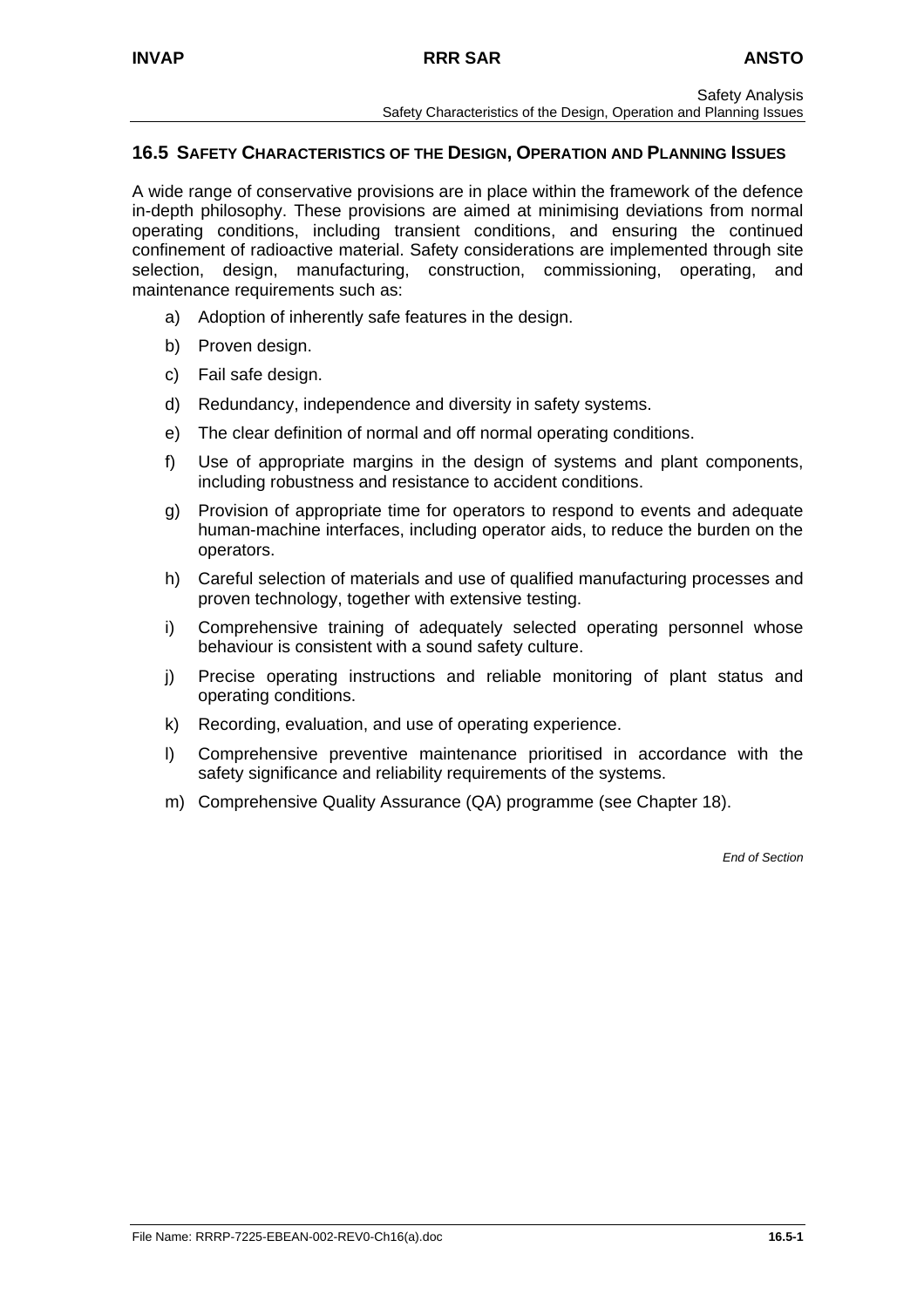## 16.5 SAFETY CHARACTERISTICS OF THE DESIGN, OPERATION AND PLANNING ISSUES

A wide range of conservative provisions are in place within the framework of the defence in-depth philosophy. These provisions are aimed at minimising deviations from normal operating conditions, including transient conditions, and ensuring the continued confinement of radioactive material. Safety considerations are implemented through site selection, design, manufacturing, construction, commissioning, operating, and maintenance requirements such as:

a) Adoption of inherently safe features in the design.

b) Proven design.

c) Fail safe design.

d) Redundancy, independence and diversity in safety systems.

e) The clear definition of normal and off normal operating conditions.

f) Use of appropriate margins in the design of systems and plant components, including robustness and resistance to accident conditions.

g) Provision of appropriate time for operators to respond to events and adequate human-machine interfaces, including operator aids, to reduce the burden on the operators.

h) Careful selection of materials and use of qualified manufacturing processes and proven technology, together with extensive testing.

i) Comprehensive training of adequately selected operating personnel whose behaviour is consistent with a sound safety culture.

j) Precise operating instructions and reliable monitoring of plant status and operating conditions.

k) Recording, evaluation, and use of operating experience.

l) Comprehensive preventive maintenance prioritised in accordance with the safety significance and reliability requirements of the systems.

m) Comprehensive Quality Assurance (QA) programme (see Chapter 18).

*End of Section*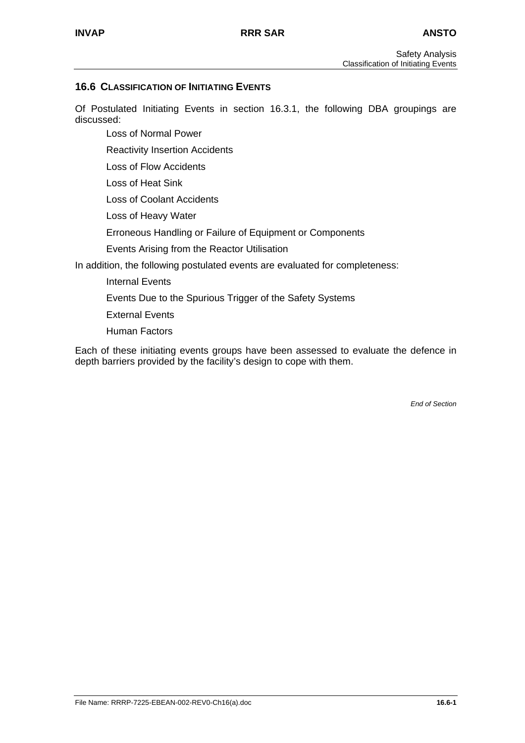## 16.6 CLASSIFICATION OF INITIATING EVENTS

Of Postulated Initiating Events in section 16.3.1, the following DBA groupings are discussed:

- Loss of Normal Power
- Reactivity Insertion Accidents
- Loss of Flow Accidents
- Loss of Heat Sink
- Loss of Coolant Accidents
- Loss of Heavy Water
- Erroneous Handling or Failure of Equipment or Components
- Events Arising from the Reactor Utilisation

In addition, the following postulated events are evaluated for completeness:

- Internal Events
- Events Due to the Spurious Trigger of the Safety Systems
- External Events
- Human Factors

Each of these initiating events groups have been assessed to evaluate the defence in depth barriers provided by the facility's design to cope with them.

*End of Section*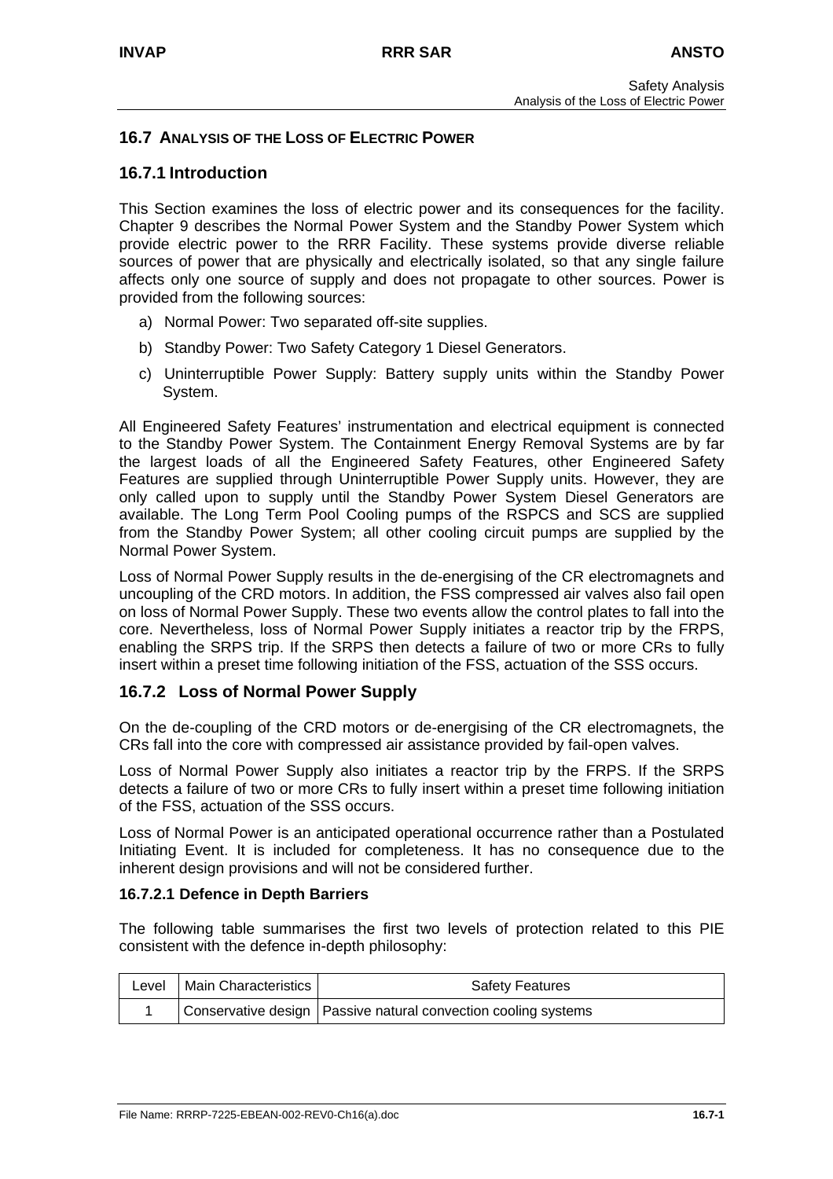## 16.7 ANALYSIS OF THE LOSS OF ELECTRIC POWER

### 16.7.1 Introduction

This Section examines the loss of electric power and its consequences for the facility. Chapter 9 describes the Normal Power System and the Standby Power System which provide electric power to the RRR Facility. These systems provide diverse reliable sources of power that are physically and electrically isolated, so that any single failure affects only one source of supply and does not propagate to other sources. Power is provided from the following sources:

a) Normal Power: Two separated off-site supplies.

b) Standby Power: Two Safety Category 1 Diesel Generators.

c) Uninterruptible Power Supply: Battery supply units within the Standby Power System.

All Engineered Safety Features' instrumentation and electrical equipment is connected to the Standby Power System. The Containment Energy Removal Systems are by far the largest loads of all the Engineered Safety Features, other Engineered Safety Features are supplied through Uninterruptible Power Supply units. However, they are only called upon to supply until the Standby Power System Diesel Generators are available. The Long Term Pool Cooling pumps of the RSPCS and SCS are supplied from the Standby Power System; all other cooling circuit pumps are supplied by the Normal Power System.

Loss of Normal Power Supply results in the de-energising of the CR electromagnets and uncoupling of the CRD motors. In addition, the FSS compressed air valves also fail open on loss of Normal Power Supply. These two events allow the control plates to fall into the core. Nevertheless, loss of Normal Power Supply initiates a reactor trip by the FRPS, enabling the SRPS trip. If the SRPS then detects a failure of two or more CRs to fully insert within a preset time following initiation of the FSS, actuation of the SSS occurs.

### 16.7.2 Loss of Normal Power Supply

On the de-coupling of the CRD motors or de-energising of the CR electromagnets, the CRs fall into the core with compressed air assistance provided by fail-open valves.

Loss of Normal Power Supply also initiates a reactor trip by the FRPS. If the SRPS detects a failure of two or more CRs to fully insert within a preset time following initiation of the FSS, actuation of the SSS occurs.

Loss of Normal Power is an anticipated operational occurrence rather than a Postulated Initiating Event. It is included for completeness. It has no consequence due to the inherent design provisions and will not be considered further.

#### 16.7.2.1 Defence in Depth Barriers

The following table summarises the first two levels of protection related to this PIE consistent with the defence in-depth philosophy:

| Level | Main Characteristics | Safety Features |
|---|---|---|
| 1 | Conservative design | Passive natural convection cooling systems |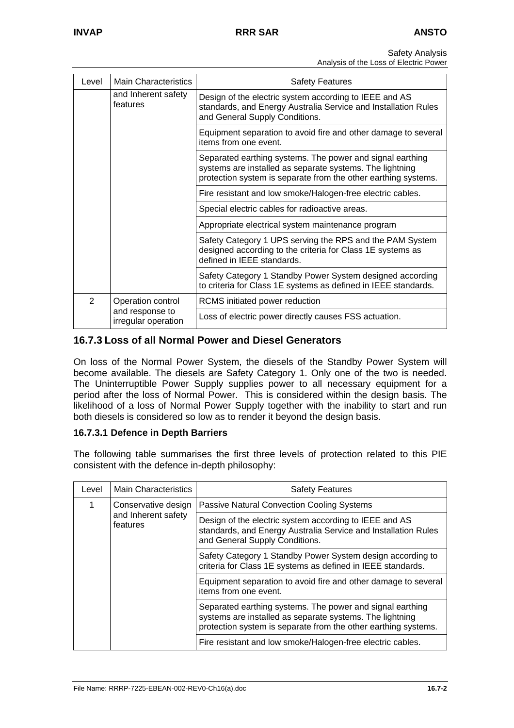| Level | Main Characteristics | Safety Features |
|---|---|---|
| | and Inherent safety features | Design of the electric system according to IEEE and AS standards, and Energy Australia Service and Installation Rules and General Supply Conditions. |
| | | Equipment separation to avoid fire and other damage to several items from one event. |
| | | Separated earthing systems. The power and signal earthing systems are installed as separate systems. The lightning protection system is separate from the other earthing systems. |
| | | Fire resistant and low smoke/Halogen-free electric cables. |
| | | Special electric cables for radioactive areas. |
| | | Appropriate electrical system maintenance program |
| | | Safety Category 1 UPS serving the RPS and the PAM System designed according to the criteria for Class 1E systems as defined in IEEE standards. |
| | | Safety Category 1 Standby Power System designed according to criteria for Class 1E systems as defined in IEEE standards. |
| 2 | Operation control and response to irregular operation | RCMS initiated power reduction |
| | | Loss of electric power directly causes FSS actuation. |

### 16.7.3 Loss of all Normal Power and Diesel Generators

On loss of the Normal Power System, the diesels of the Standby Power System will become available. The diesels are Safety Category 1. Only one of the two is needed. The Uninterruptible Power Supply supplies power to all necessary equipment for a period after the loss of Normal Power. This is considered within the design basis. The likelihood of a loss of Normal Power Supply together with the inability to start and run both diesels is considered so low as to render it beyond the design basis.

#### 16.7.3.1 Defence in Depth Barriers

The following table summarises the first three levels of protection related to this PIE consistent with the defence in-depth philosophy:

| Level | Main Characteristics | Safety Features |
|---|---|---|
| 1 | Conservative design and Inherent safety features | Passive Natural Convection Cooling Systems |
| | | Design of the electric system according to IEEE and AS standards, and Energy Australia Service and Installation Rules and General Supply Conditions. |
| | | Safety Category 1 Standby Power System design according to criteria for Class 1E systems as defined in IEEE standards. |
| | | Equipment separation to avoid fire and other damage to several items from one event. |
| | | Separated earthing systems. The power and signal earthing systems are installed as separate systems. The lightning protection system is separate from the other earthing systems. |
| | | Fire resistant and low smoke/Halogen-free electric cables. |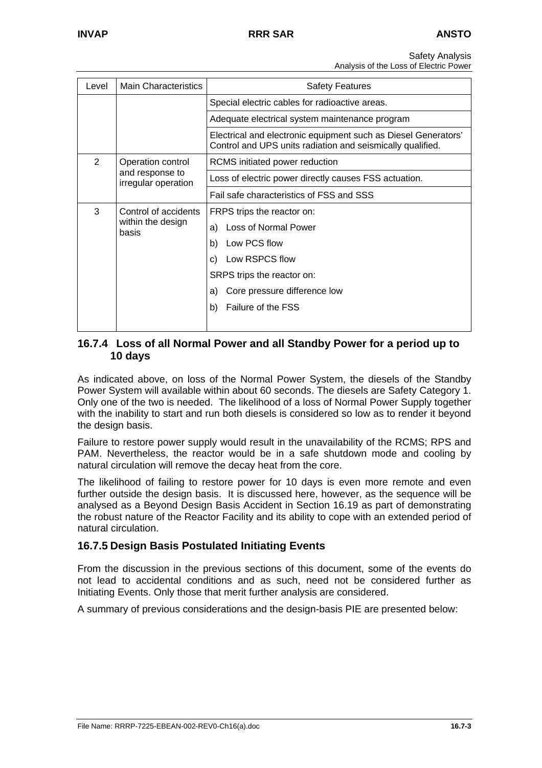| Level | Main Characteristics | Safety Features |
|---|---|---|
| | | Special electric cables for radioactive areas. |
| | | Adequate electrical system maintenance program |
| | | Electrical and electronic equipment such as Diesel Generators' Control and UPS units radiation and seismically qualified. |
| 2 | Operation control and response to irregular operation | RCMS initiated power reduction |
| | | Loss of electric power directly causes FSS actuation. |
| | | Fail safe characteristics of FSS and SSS |
| 3 | Control of accidents within the design basis | FRPS trips the reactor on:<br>a) Loss of Normal Power<br>b) Low PCS flow<br>c) Low RSPCS flow<br>SRPS trips the reactor on:<br>a) Core pressure difference low<br>b) Failure of the FSS |

### 16.7.4 Loss of all Normal Power and all Standby Power for a period up to 10 days

As indicated above, on loss of the Normal Power System, the diesels of the Standby Power System will available within about 60 seconds. The diesels are Safety Category 1. Only one of the two is needed. The likelihood of a loss of Normal Power Supply together with the inability to start and run both diesels is considered so low as to render it beyond the design basis.

Failure to restore power supply would result in the unavailability of the RCMS; RPS and PAM. Nevertheless, the reactor would be in a safe shutdown mode and cooling by natural circulation will remove the decay heat from the core.

The likelihood of failing to restore power for 10 days is even more remote and even further outside the design basis. It is discussed here, however, as the sequence will be analysed as a Beyond Design Basis Accident in Section 16.19 as part of demonstrating the robust nature of the Reactor Facility and its ability to cope with an extended period of natural circulation.

### 16.7.5 Design Basis Postulated Initiating Events

From the discussion in the previous sections of this document, some of the events do not lead to accidental conditions and as such, need not be considered further as Initiating Events. Only those that merit further analysis are considered.

A summary of previous considerations and the design-basis PIE are presented below: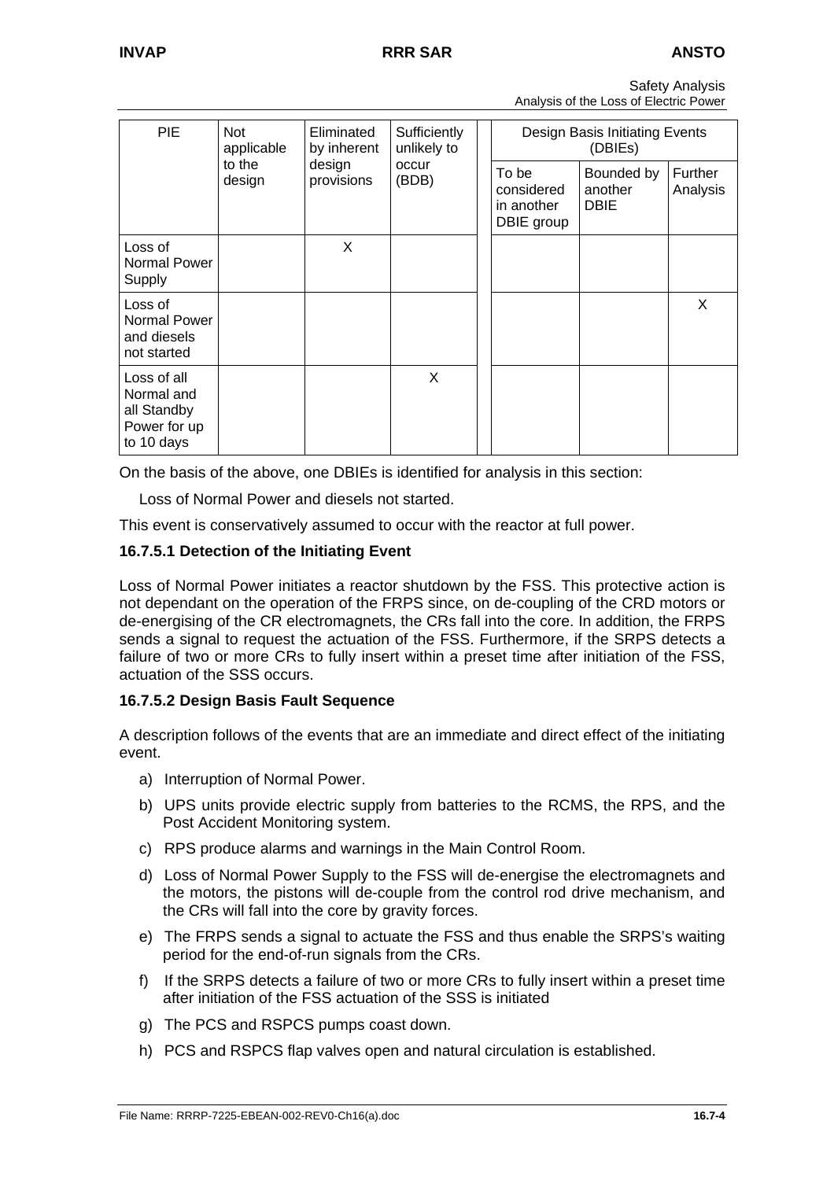| PIE | Not applicable to the design | Eliminated by inherent design provisions | Sufficiently unlikely to occur (BDB) | Design Basis Initiating Events (DBIEs) | | |
|---|---|---|---|---|---|---|
| | | | | To be considered in another DBIE group | Bounded by another DBIE | Further Analysis |
| Loss of Normal Power Supply | | X | | | | |
| Loss of Normal Power and diesels not started | | | | | | X |
| Loss of all Normal and all Standby Power for up to 10 days | | | X | | | |

On the basis of the above, one DBIEs is identified for analysis in this section:

Loss of Normal Power and diesels not started.

This event is conservatively assumed to occur with the reactor at full power.

### 16.7.5.1 Detection of the Initiating Event

Loss of Normal Power initiates a reactor shutdown by the FSS. This protective action is not dependant on the operation of the FRPS since, on de-coupling of the CRD motors or de-energising of the CR electromagnets, the CRs fall into the core. In addition, the FRPS sends a signal to request the actuation of the FSS. Furthermore, if the SRPS detects a failure of two or more CRs to fully insert within a preset time after initiation of the FSS, actuation of the SSS occurs.

### 16.7.5.2 Design Basis Fault Sequence

A description follows of the events that are an immediate and direct effect of the initiating event.

a) Interruption of Normal Power.

b) UPS units provide electric supply from batteries to the RCMS, the RPS, and the Post Accident Monitoring system.

c) RPS produce alarms and warnings in the Main Control Room.

d) Loss of Normal Power Supply to the FSS will de-energise the electromagnets and the motors, the pistons will de-couple from the control rod drive mechanism, and the CRs will fall into the core by gravity forces.

e) The FRPS sends a signal to actuate the FSS and thus enable the SRPS's waiting period for the end-of-run signals from the CRs.

f) If the SRPS detects a failure of two or more CRs to fully insert within a preset time after initiation of the FSS actuation of the SSS is initiated

g) The PCS and RSPCS pumps coast down.

h) PCS and RSPCS flap valves open and natural circulation is established.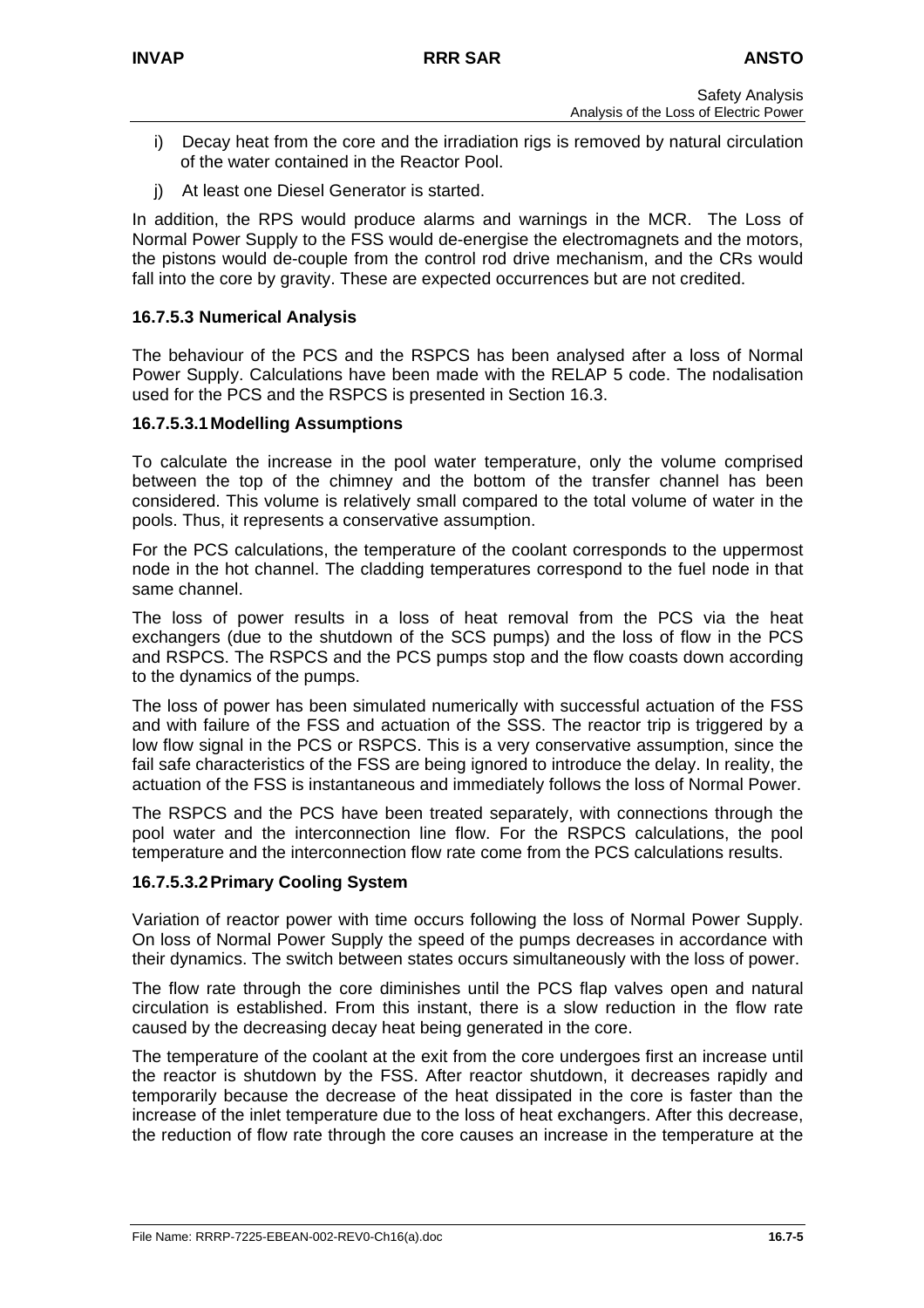i) Decay heat from the core and the irradiation rigs is removed by natural circulation of the water contained in the Reactor Pool.

j) At least one Diesel Generator is started.

In addition, the RPS would produce alarms and warnings in the MCR. The Loss of Normal Power Supply to the FSS would de-energise the electromagnets and the motors, the pistons would de-couple from the control rod drive mechanism, and the CRs would fall into the core by gravity. These are expected occurrences but are not credited.

### 16.7.5.3 Numerical Analysis

The behaviour of the PCS and the RSPCS has been analysed after a loss of Normal Power Supply. Calculations have been made with the RELAP 5 code. The nodalisation used for the PCS and the RSPCS is presented in Section 16.3.

#### 16.7.5.3.1 Modelling Assumptions

To calculate the increase in the pool water temperature, only the volume comprised between the top of the chimney and the bottom of the transfer channel has been considered. This volume is relatively small compared to the total volume of water in the pools. Thus, it represents a conservative assumption.

For the PCS calculations, the temperature of the coolant corresponds to the uppermost node in the hot channel. The cladding temperatures correspond to the fuel node in that same channel.

The loss of power results in a loss of heat removal from the PCS via the heat exchangers (due to the shutdown of the SCS pumps) and the loss of flow in the PCS and RSPCS. The RSPCS and the PCS pumps stop and the flow coasts down according to the dynamics of the pumps.

The loss of power has been simulated numerically with successful actuation of the FSS and with failure of the FSS and actuation of the SSS. The reactor trip is triggered by a low flow signal in the PCS or RSPCS. This is a very conservative assumption, since the fail safe characteristics of the FSS are being ignored to introduce the delay. In reality, the actuation of the FSS is instantaneous and immediately follows the loss of Normal Power.

The RSPCS and the PCS have been treated separately, with connections through the pool water and the interconnection line flow. For the RSPCS calculations, the pool temperature and the interconnection flow rate come from the PCS calculations results.

#### 16.7.5.3.2 Primary Cooling System

Variation of reactor power with time occurs following the loss of Normal Power Supply. On loss of Normal Power Supply the speed of the pumps decreases in accordance with their dynamics. The switch between states occurs simultaneously with the loss of power.

The flow rate through the core diminishes until the PCS flap valves open and natural circulation is established. From this instant, there is a slow reduction in the flow rate caused by the decreasing decay heat being generated in the core.

The temperature of the coolant at the exit from the core undergoes first an increase until the reactor is shutdown by the FSS. After reactor shutdown, it decreases rapidly and temporarily because the decrease of the heat dissipated in the core is faster than the increase of the inlet temperature due to the loss of heat exchangers. After this decrease, the reduction of flow rate through the core causes an increase in the temperature at the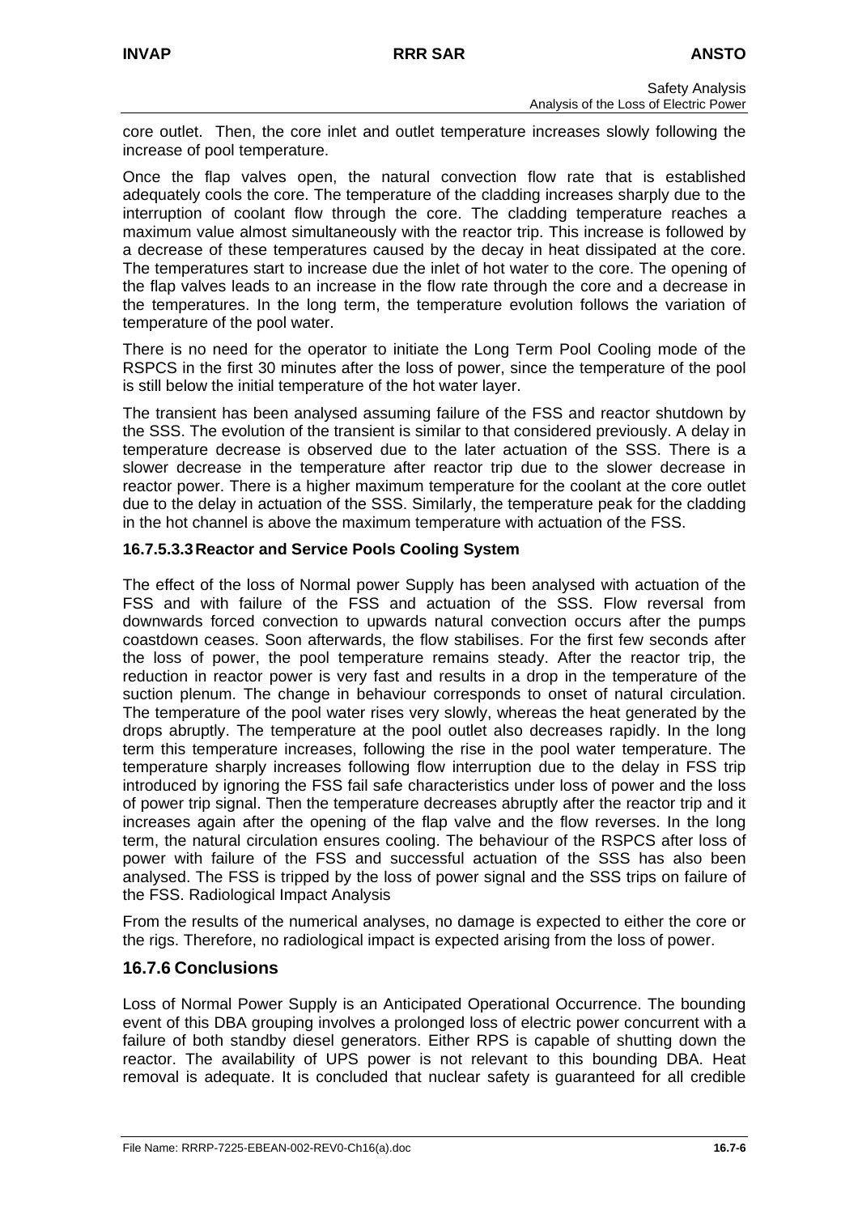core outlet. Then, the core inlet and outlet temperature increases slowly following the increase of pool temperature.

Once the flap valves open, the natural convection flow rate that is established adequately cools the core. The temperature of the cladding increases sharply due to the interruption of coolant flow through the core. The cladding temperature reaches a maximum value almost simultaneously with the reactor trip. This increase is followed by a decrease of these temperatures caused by the decay in heat dissipated at the core. The temperatures start to increase due the inlet of hot water to the core. The opening of the flap valves leads to an increase in the flow rate through the core and a decrease in the temperatures. In the long term, the temperature evolution follows the variation of temperature of the pool water.

There is no need for the operator to initiate the Long Term Pool Cooling mode of the RSPCS in the first 30 minutes after the loss of power, since the temperature of the pool is still below the initial temperature of the hot water layer.

The transient has been analysed assuming failure of the FSS and reactor shutdown by the SSS. The evolution of the transient is similar to that considered previously. A delay in temperature decrease is observed due to the later actuation of the SSS. There is a slower decrease in the temperature after reactor trip due to the slower decrease in reactor power. There is a higher maximum temperature for the coolant at the core outlet due to the delay in actuation of the SSS. Similarly, the temperature peak for the cladding in the hot channel is above the maximum temperature with actuation of the FSS.

#### 16.7.5.3.3 Reactor and Service Pools Cooling System

The effect of the loss of Normal power Supply has been analysed with actuation of the FSS and with failure of the FSS and actuation of the SSS. Flow reversal from downwards forced convection to upwards natural convection occurs after the pumps coastdown ceases. Soon afterwards, the flow stabilises. For the first few seconds after the loss of power, the pool temperature remains steady. After the reactor trip, the reduction in reactor power is very fast and results in a drop in the temperature of the suction plenum. The change in behaviour corresponds to onset of natural circulation. The temperature of the pool water rises very slowly, whereas the heat generated by the drops abruptly. The temperature at the pool outlet also decreases rapidly. In the long term this temperature increases, following the rise in the pool water temperature. The temperature sharply increases following flow interruption due to the delay in FSS trip introduced by ignoring the FSS fail safe characteristics under loss of power and the loss of power trip signal. Then the temperature decreases abruptly after the reactor trip and it increases again after the opening of the flap valve and the flow reverses. In the long term, the natural circulation ensures cooling. The behaviour of the RSPCS after loss of power with failure of the FSS and successful actuation of the SSS has also been analysed. The FSS is tripped by the loss of power signal and the SSS trips on failure of the FSS. Radiological Impact Analysis

From the results of the numerical analyses, no damage is expected to either the core or the rigs. Therefore, no radiological impact is expected arising from the loss of power.

### 16.7.6 Conclusions

Loss of Normal Power Supply is an Anticipated Operational Occurrence. The bounding event of this DBA grouping involves a prolonged loss of electric power concurrent with a failure of both standby diesel generators. Either RPS is capable of shutting down the reactor. The availability of UPS power is not relevant to this bounding DBA. Heat removal is adequate. It is concluded that nuclear safety is guaranteed for all credible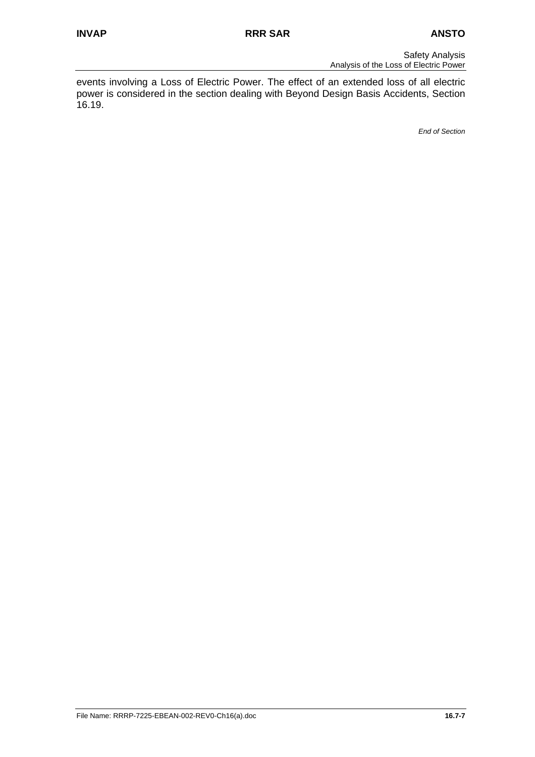events involving a Loss of Electric Power. The effect of an extended loss of all electric power is considered in the section dealing with Beyond Design Basis Accidents, Section 16.19.

*End of Section*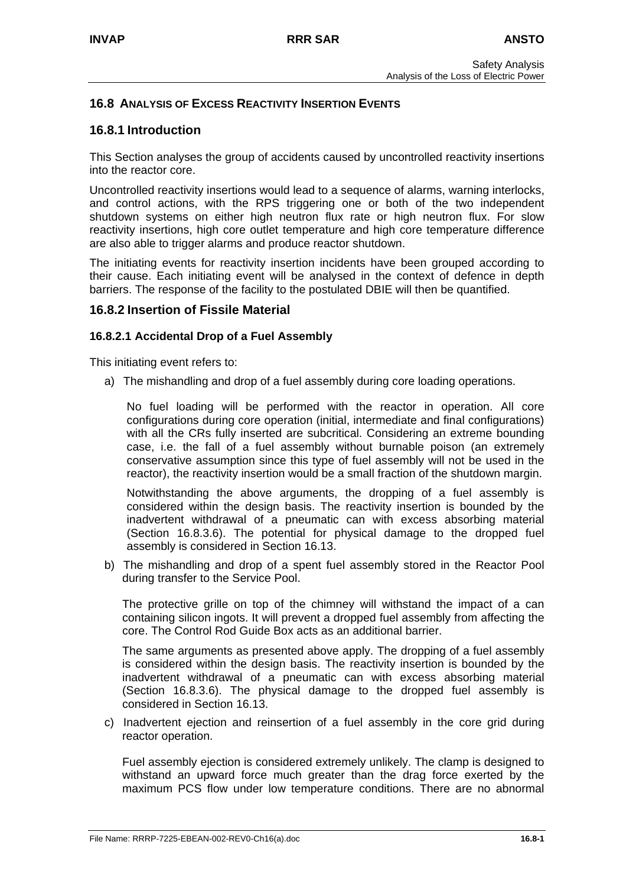## 16.8 ANALYSIS OF EXCESS REACTIVITY INSERTION EVENTS

### 16.8.1 Introduction

This Section analyses the group of accidents caused by uncontrolled reactivity insertions into the reactor core.

Uncontrolled reactivity insertions would lead to a sequence of alarms, warning interlocks, and control actions, with the RPS triggering one or both of the two independent shutdown systems on either high neutron flux rate or high neutron flux. For slow reactivity insertions, high core outlet temperature and high core temperature difference are also able to trigger alarms and produce reactor shutdown.

The initiating events for reactivity insertion incidents have been grouped according to their cause. Each initiating event will be analysed in the context of defence in depth barriers. The response of the facility to the postulated DBIE will then be quantified.

### 16.8.2 Insertion of Fissile Material

#### 16.8.2.1 Accidental Drop of a Fuel Assembly

This initiating event refers to:

a) The mishandling and drop of a fuel assembly during core loading operations.

   No fuel loading will be performed with the reactor in operation. All core configurations during core operation (initial, intermediate and final configurations) with all the CRs fully inserted are subcritical. Considering an extreme bounding case, i.e. the fall of a fuel assembly without burnable poison (an extremely conservative assumption since this type of fuel assembly will not be used in the reactor), the reactivity insertion would be a small fraction of the shutdown margin.

   Notwithstanding the above arguments, the dropping of a fuel assembly is considered within the design basis. The reactivity insertion is bounded by the inadvertent withdrawal of a pneumatic can with excess absorbing material (Section 16.8.3.6). The potential for physical damage to the dropped fuel assembly is considered in Section 16.13.

b) The mishandling and drop of a spent fuel assembly stored in the Reactor Pool during transfer to the Service Pool.

   The protective grille on top of the chimney will withstand the impact of a can containing silicon ingots. It will prevent a dropped fuel assembly from affecting the core. The Control Rod Guide Box acts as an additional barrier.

   The same arguments as presented above apply. The dropping of a fuel assembly is considered within the design basis. The reactivity insertion is bounded by the inadvertent withdrawal of a pneumatic can with excess absorbing material (Section 16.8.3.6). The physical damage to the dropped fuel assembly is considered in Section 16.13.

c) Inadvertent ejection and reinsertion of a fuel assembly in the core grid during reactor operation.

   Fuel assembly ejection is considered extremely unlikely. The clamp is designed to withstand an upward force much greater than the drag force exerted by the maximum PCS flow under low temperature conditions. There are no abnormal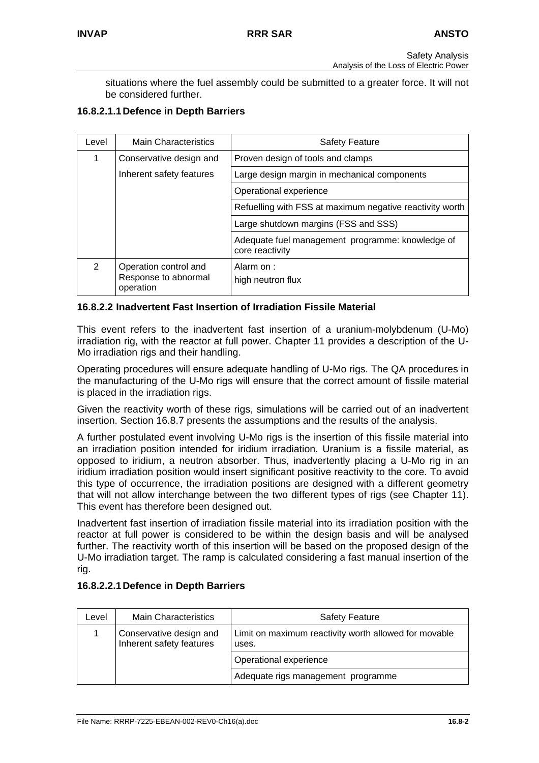situations where the fuel assembly could be submitted to a greater force. It will not be considered further.

#### 16.8.2.1.1 Defence in Depth Barriers

| Level | Main Characteristics | Safety Feature |
|---|---|---|
| 1 | Conservative design and Inherent safety features | Proven design of tools and clamps |
| | | Large design margin in mechanical components |
| | | Operational experience |
| | | Refuelling with FSS at maximum negative reactivity worth |
| | | Large shutdown margins (FSS and SSS) |
| | | Adequate fuel management programme: knowledge of core reactivity |
| 2 | Operation control and Response to abnormal operation | Alarm on : high neutron flux |

### 16.8.2.2 Inadvertent Fast Insertion of Irradiation Fissile Material

This event refers to the inadvertent fast insertion of a uranium-molybdenum (U-Mo) irradiation rig, with the reactor at full power. Chapter 11 provides a description of the U-Mo irradiation rigs and their handling.

Operating procedures will ensure adequate handling of U-Mo rigs. The QA procedures in the manufacturing of the U-Mo rigs will ensure that the correct amount of fissile material is placed in the irradiation rigs.

Given the reactivity worth of these rigs, simulations will be carried out of an inadvertent insertion. Section 16.8.7 presents the assumptions and the results of the analysis.

A further postulated event involving U-Mo rigs is the insertion of this fissile material into an irradiation position intended for iridium irradiation. Uranium is a fissile material, as opposed to iridium, a neutron absorber. Thus, inadvertently placing a U-Mo rig in an iridium irradiation position would insert significant positive reactivity to the core. To avoid this type of occurrence, the irradiation positions are designed with a different geometry that will not allow interchange between the two different types of rigs (see Chapter 11). This event has therefore been designed out.

Inadvertent fast insertion of irradiation fissile material into its irradiation position with the reactor at full power is considered to be within the design basis and will be analysed further. The reactivity worth of this insertion will be based on the proposed design of the U-Mo irradiation target. The ramp is calculated considering a fast manual insertion of the rig.

#### 16.8.2.2.1 Defence in Depth Barriers

| Level | Main Characteristics | Safety Feature |
|---|---|---|
| 1 | Conservative design and Inherent safety features | Limit on maximum reactivity worth allowed for movable uses. |
| | | Operational experience |
| | | Adequate rigs management programme |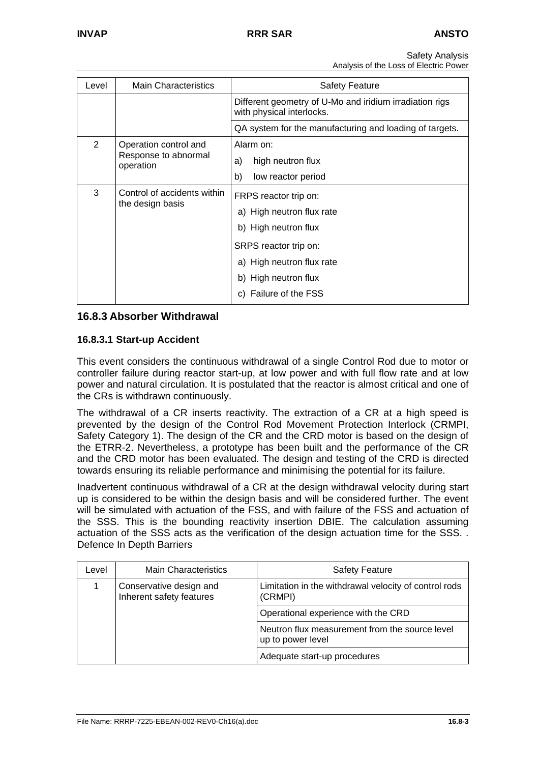| Level | Main Characteristics | Safety Feature |
|---|---|---|
| | | Different geometry of U-Mo and iridium irradiation rigs with physical interlocks. |
| | | QA system for the manufacturing and loading of targets. |
| 2 | Operation control and Response to abnormal operation | Alarm on:<br>a) high neutron flux<br>b) low reactor period |
| 3 | Control of accidents within the design basis | FRPS reactor trip on:<br>a) High neutron flux rate<br>b) High neutron flux<br>SRPS reactor trip on:<br>a) High neutron flux rate<br>b) High neutron flux<br>c) Failure of the FSS |

### 16.8.3 Absorber Withdrawal

#### 16.8.3.1 Start-up Accident

This event considers the continuous withdrawal of a single Control Rod due to motor or controller failure during reactor start-up, at low power and with full flow rate and at low power and natural circulation. It is postulated that the reactor is almost critical and one of the CRs is withdrawn continuously.

The withdrawal of a CR inserts reactivity. The extraction of a CR at a high speed is prevented by the design of the Control Rod Movement Protection Interlock (CRMPI, Safety Category 1). The design of the CR and the CRD motor is based on the design of the ETRR-2. Nevertheless, a prototype has been built and the performance of the CR and the CRD motor has been evaluated. The design and testing of the CRD is directed towards ensuring its reliable performance and minimising the potential for its failure.

Inadvertent continuous withdrawal of a CR at the design withdrawal velocity during start up is considered to be within the design basis and will be considered further. The event will be simulated with actuation of the FSS, and with failure of the FSS and actuation of the SSS. This is the bounding reactivity insertion DBIE. The calculation assuming actuation of the SSS acts as the verification of the design actuation time for the SSS. . Defence In Depth Barriers

| Level | Main Characteristics | Safety Feature |
|---|---|---|
| 1 | Conservative design and Inherent safety features | Limitation in the withdrawal velocity of control rods (CRMPI) |
| | | Operational experience with the CRD |
| | | Neutron flux measurement from the source level up to power level |
| | | Adequate start-up procedures |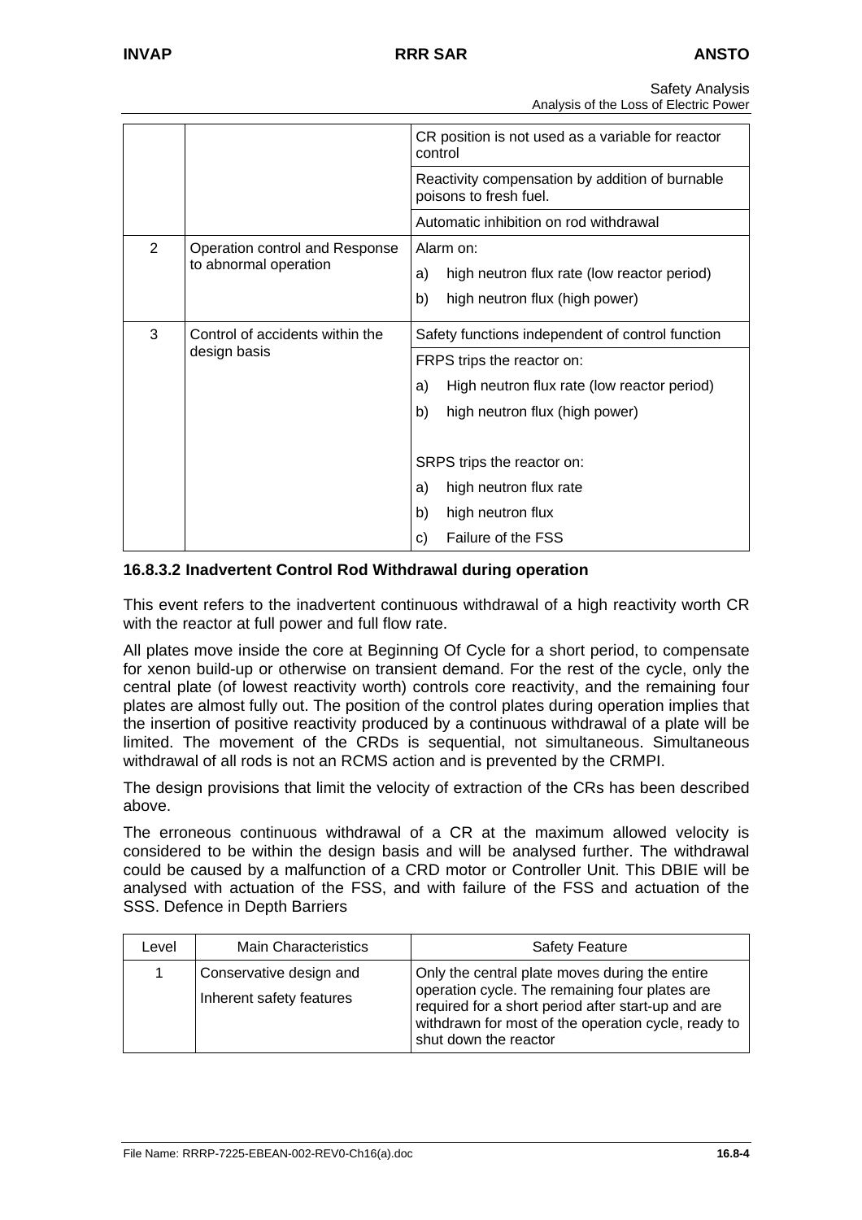| | | |
|---|---|---|
| | | CR position is not used as a variable for reactor control |
| | | Reactivity compensation by addition of burnable poisons to fresh fuel. |
| | | Automatic inhibition on rod withdrawal |
| 2 | Operation control and Response to abnormal operation | Alarm on:<br>a) high neutron flux rate (low reactor period)<br>b) high neutron flux (high power) |
| 3 | Control of accidents within the design basis | Safety functions independent of control function |
| | | FRPS trips the reactor on:<br>a) High neutron flux rate (low reactor period)<br>b) high neutron flux (high power)<br><br>SRPS trips the reactor on:<br>a) high neutron flux rate<br>b) high neutron flux<br>c) Failure of the FSS |

### 16.8.3.2 Inadvertent Control Rod Withdrawal during operation

This event refers to the inadvertent continuous withdrawal of a high reactivity worth CR with the reactor at full power and full flow rate.

All plates move inside the core at Beginning Of Cycle for a short period, to compensate for xenon build-up or otherwise on transient demand. For the rest of the cycle, only the central plate (of lowest reactivity worth) controls core reactivity, and the remaining four plates are almost fully out. The position of the control plates during operation implies that the insertion of positive reactivity produced by a continuous withdrawal of a plate will be limited. The movement of the CRDs is sequential, not simultaneous. Simultaneous withdrawal of all rods is not an RCMS action and is prevented by the CRMPI.

The design provisions that limit the velocity of extraction of the CRs has been described above.

The erroneous continuous withdrawal of a CR at the maximum allowed velocity is considered to be within the design basis and will be analysed further. The withdrawal could be caused by a malfunction of a CRD motor or Controller Unit. This DBIE will be analysed with actuation of the FSS, and with failure of the FSS and actuation of the SSS. Defence in Depth Barriers

| Level | Main Characteristics | Safety Feature |
|---|---|---|
| 1 | Conservative design and<br>Inherent safety features | Only the central plate moves during the entire operation cycle. The remaining four plates are required for a short period after start-up and are withdrawn for most of the operation cycle, ready to shut down the reactor |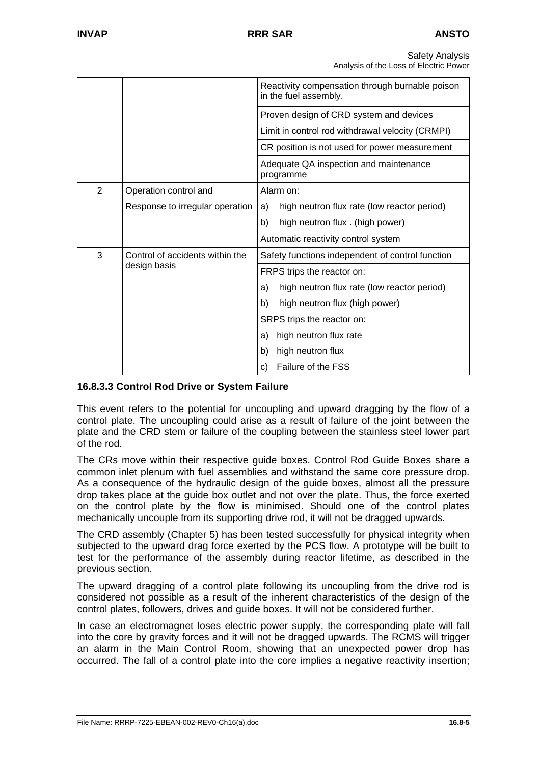| | | |
|---|---|---|
| | | Reactivity compensation through burnable poison in the fuel assembly. |
| | | Proven design of CRD system and devices |
| | | Limit in control rod withdrawal velocity (CRMPI) |
| | | CR position is not used for power measurement |
| | | Adequate QA inspection and maintenance programme |
| 2 | Operation control and | Alarm on: |
| | Response to irregular operation | a) high neutron flux rate (low reactor period) |
| | | b) high neutron flux . (high power) |
| | | Automatic reactivity control system |
| 3 | Control of accidents within the design basis | Safety functions independent of control function |
| | | FRPS trips the reactor on: |
| | | a) high neutron flux rate (low reactor period) |
| | | b) high neutron flux (high power) |
| | | SRPS trips the reactor on: |
| | | a) high neutron flux rate |
| | | b) high neutron flux |
| | | c) Failure of the FSS |

### 16.8.3.3 Control Rod Drive or System Failure

This event refers to the potential for uncoupling and upward dragging by the flow of a control plate. The uncoupling could arise as a result of failure of the joint between the plate and the CRD stem or failure of the coupling between the stainless steel lower part of the rod.

The CRs move within their respective guide boxes. Control Rod Guide Boxes share a common inlet plenum with fuel assemblies and withstand the same core pressure drop. As a consequence of the hydraulic design of the guide boxes, almost all the pressure drop takes place at the guide box outlet and not over the plate. Thus, the force exerted on the control plate by the flow is minimised. Should one of the control plates mechanically uncouple from its supporting drive rod, it will not be dragged upwards.

The CRD assembly (Chapter 5) has been tested successfully for physical integrity when subjected to the upward drag force exerted by the PCS flow. A prototype will be built to test for the performance of the assembly during reactor lifetime, as described in the previous section.

The upward dragging of a control plate following its uncoupling from the drive rod is considered not possible as a result of the inherent characteristics of the design of the control plates, followers, drives and guide boxes. It will not be considered further.

In case an electromagnet loses electric power supply, the corresponding plate will fall into the core by gravity forces and it will not be dragged upwards. The RCMS will trigger an alarm in the Main Control Room, showing that an unexpected power drop has occurred. The fall of a control plate into the core implies a negative reactivity insertion;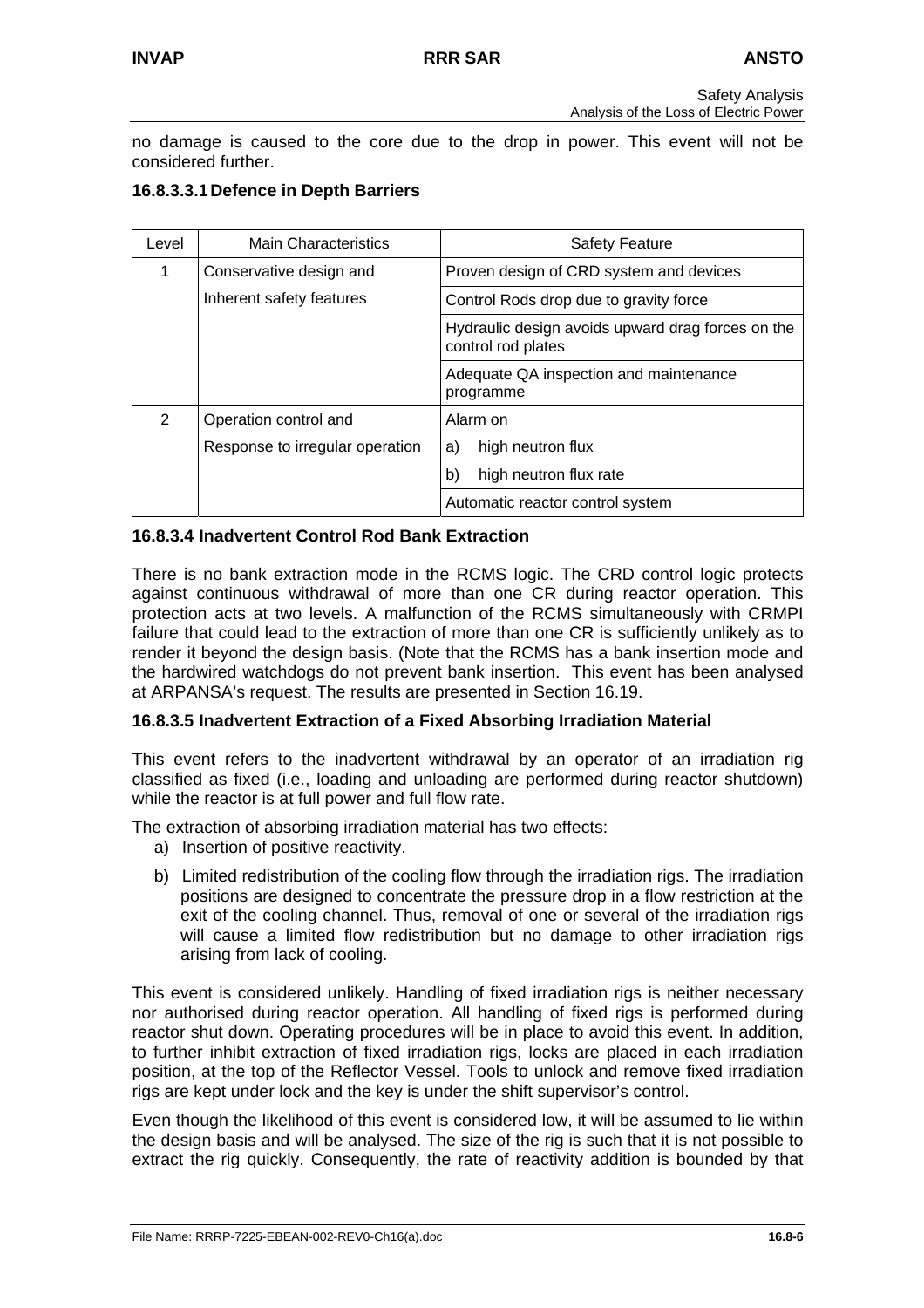no damage is caused to the core due to the drop in power. This event will not be considered further.

#### 16.8.3.3.1 Defence in Depth Barriers

| Level | Main Characteristics | Safety Feature |
|---|---|---|
| 1 | Conservative design and Inherent safety features | Proven design of CRD system and devices |
| | | Control Rods drop due to gravity force |
| | | Hydraulic design avoids upward drag forces on the control rod plates |
| | | Adequate QA inspection and maintenance programme |
| 2 | Operation control and Response to irregular operation | Alarm on<br>a) high neutron flux<br>b) high neutron flux rate |
| | | Automatic reactor control system |

### 16.8.3.4 Inadvertent Control Rod Bank Extraction

There is no bank extraction mode in the RCMS logic. The CRD control logic protects against continuous withdrawal of more than one CR during reactor operation. This protection acts at two levels. A malfunction of the RCMS simultaneously with CRMPI failure that could lead to the extraction of more than one CR is sufficiently unlikely as to render it beyond the design basis. (Note that the RCMS has a bank insertion mode and the hardwired watchdogs do not prevent bank insertion. This event has been analysed at ARPANSA's request. The results are presented in Section 16.19.

### 16.8.3.5 Inadvertent Extraction of a Fixed Absorbing Irradiation Material

This event refers to the inadvertent withdrawal by an operator of an irradiation rig classified as fixed (i.e., loading and unloading are performed during reactor shutdown) while the reactor is at full power and full flow rate.

The extraction of absorbing irradiation material has two effects:

a) Insertion of positive reactivity.
b) Limited redistribution of the cooling flow through the irradiation rigs. The irradiation positions are designed to concentrate the pressure drop in a flow restriction at the exit of the cooling channel. Thus, removal of one or several of the irradiation rigs will cause a limited flow redistribution but no damage to other irradiation rigs arising from lack of cooling.

This event is considered unlikely. Handling of fixed irradiation rigs is neither necessary nor authorised during reactor operation. All handling of fixed rigs is performed during reactor shut down. Operating procedures will be in place to avoid this event. In addition, to further inhibit extraction of fixed irradiation rigs, locks are placed in each irradiation position, at the top of the Reflector Vessel. Tools to unlock and remove fixed irradiation rigs are kept under lock and the key is under the shift supervisor's control.

Even though the likelihood of this event is considered low, it will be assumed to lie within the design basis and will be analysed. The size of the rig is such that it is not possible to extract the rig quickly. Consequently, the rate of reactivity addition is bounded by that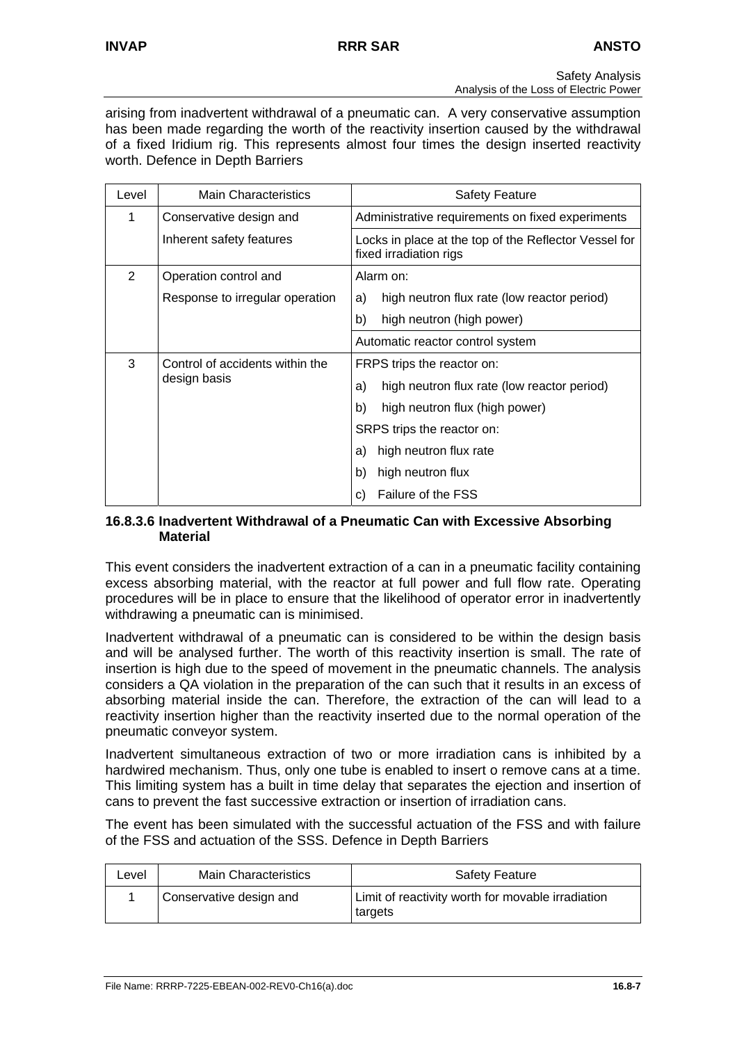arising from inadvertent withdrawal of a pneumatic can. A very conservative assumption has been made regarding the worth of the reactivity insertion caused by the withdrawal of a fixed Iridium rig. This represents almost four times the design inserted reactivity worth. Defence in Depth Barriers

| Level | Main Characteristics | Safety Feature |
|---|---|---|
| 1 | Conservative design and Inherent safety features | Administrative requirements on fixed experiments |
| | | Locks in place at the top of the Reflector Vessel for fixed irradiation rigs |
| 2 | Operation control and Response to irregular operation | Alarm on:<br>a) high neutron flux rate (low reactor period)<br>b) high neutron (high power) |
| | | Automatic reactor control system |
| 3 | Control of accidents within the design basis | FRPS trips the reactor on:<br>a) high neutron flux rate (low reactor period)<br>b) high neutron flux (high power)<br>SRPS trips the reactor on:<br>a) high neutron flux rate<br>b) high neutron flux<br>c) Failure of the FSS |

#### 16.8.3.6 Inadvertent Withdrawal of a Pneumatic Can with Excessive Absorbing Material

This event considers the inadvertent extraction of a can in a pneumatic facility containing excess absorbing material, with the reactor at full power and full flow rate. Operating procedures will be in place to ensure that the likelihood of operator error in inadvertently withdrawing a pneumatic can is minimised.

Inadvertent withdrawal of a pneumatic can is considered to be within the design basis and will be analysed further. The worth of this reactivity insertion is small. The rate of insertion is high due to the speed of movement in the pneumatic channels. The analysis considers a QA violation in the preparation of the can such that it results in an excess of absorbing material inside the can. Therefore, the extraction of the can will lead to a reactivity insertion higher than the reactivity inserted due to the normal operation of the pneumatic conveyor system.

Inadvertent simultaneous extraction of two or more irradiation cans is inhibited by a hardwired mechanism. Thus, only one tube is enabled to insert o remove cans at a time. This limiting system has a built in time delay that separates the ejection and insertion of cans to prevent the fast successive extraction or insertion of irradiation cans.

The event has been simulated with the successful actuation of the FSS and with failure of the FSS and actuation of the SSS. Defence in Depth Barriers

| Level | Main Characteristics | Safety Feature |
|---|---|---|
| 1 | Conservative design and | Limit of reactivity worth for movable irradiation targets |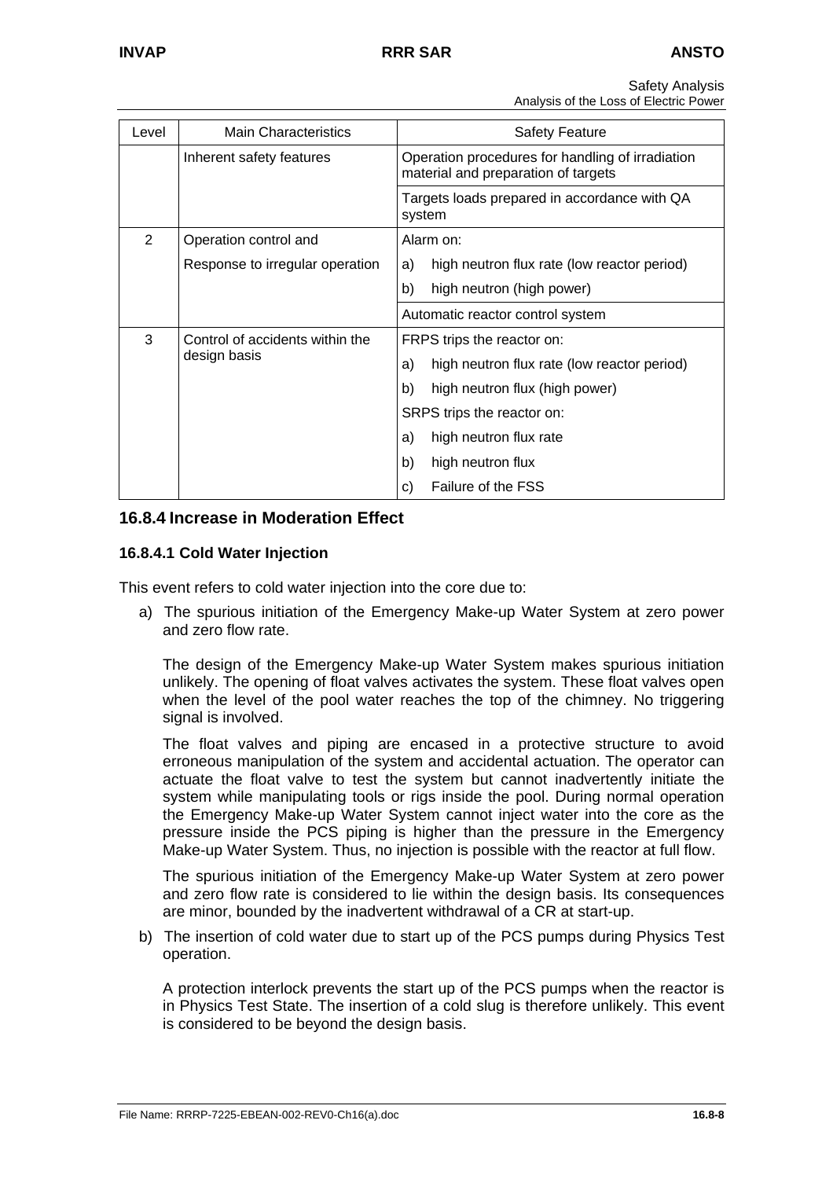| Level | Main Characteristics | Safety Feature |
|---|---|---|
| | Inherent safety features | Operation procedures for handling of irradiation material and preparation of targets |
| | | Targets loads prepared in accordance with QA system |
| 2 | Operation control and Response to irregular operation | Alarm on: a) high neutron flux rate (low reactor period) b) high neutron (high power) |
| | | Automatic reactor control system |
| 3 | Control of accidents within the design basis | FRPS trips the reactor on: a) high neutron flux rate (low reactor period) b) high neutron flux (high power) SRPS trips the reactor on: a) high neutron flux rate b) high neutron flux c) Failure of the FSS |

## 16.8.4 Increase in Moderation Effect

### 16.8.4.1 Cold Water Injection

This event refers to cold water injection into the core due to:

a) The spurious initiation of the Emergency Make-up Water System at zero power and zero flow rate.

   The design of the Emergency Make-up Water System makes spurious initiation unlikely. The opening of float valves activates the system. These float valves open when the level of the pool water reaches the top of the chimney. No triggering signal is involved.

   The float valves and piping are encased in a protective structure to avoid erroneous manipulation of the system and accidental actuation. The operator can actuate the float valve to test the system but cannot inadvertently initiate the system while manipulating tools or rigs inside the pool. During normal operation the Emergency Make-up Water System cannot inject water into the core as the pressure inside the PCS piping is higher than the pressure in the Emergency Make-up Water System. Thus, no injection is possible with the reactor at full flow.

   The spurious initiation of the Emergency Make-up Water System at zero power and zero flow rate is considered to lie within the design basis. Its consequences are minor, bounded by the inadvertent withdrawal of a CR at start-up.

b) The insertion of cold water due to start up of the PCS pumps during Physics Test operation.

   A protection interlock prevents the start up of the PCS pumps when the reactor is in Physics Test State. The insertion of a cold slug is therefore unlikely. This event is considered to be beyond the design basis.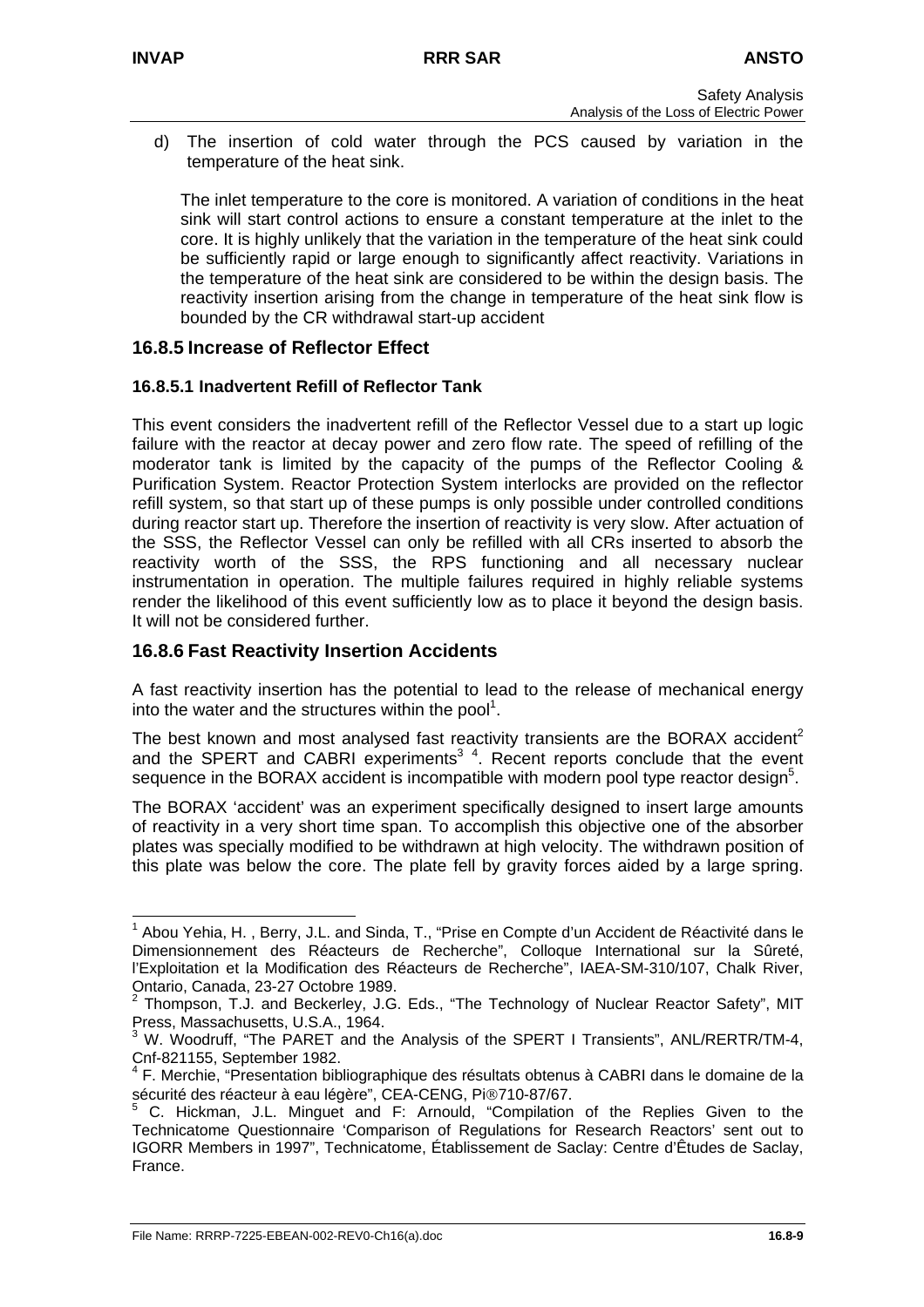d) The insertion of cold water through the PCS caused by variation in the temperature of the heat sink.

   The inlet temperature to the core is monitored. A variation of conditions in the heat sink will start control actions to ensure a constant temperature at the inlet to the core. It is highly unlikely that the variation in the temperature of the heat sink could be sufficiently rapid or large enough to significantly affect reactivity. Variations in the temperature of the heat sink are considered to be within the design basis. The reactivity insertion arising from the change in temperature of the heat sink flow is bounded by the CR withdrawal start-up accident

## 16.8.5 Increase of Reflector Effect

### 16.8.5.1 Inadvertent Refill of Reflector Tank

This event considers the inadvertent refill of the Reflector Vessel due to a start up logic failure with the reactor at decay power and zero flow rate. The speed of refilling of the moderator tank is limited by the capacity of the pumps of the Reflector Cooling & Purification System. Reactor Protection System interlocks are provided on the reflector refill system, so that start up of these pumps is only possible under controlled conditions during reactor start up. Therefore the insertion of reactivity is very slow. After actuation of the SSS, the Reflector Vessel can only be refilled with all CRs inserted to absorb the reactivity worth of the SSS, the RPS functioning and all necessary nuclear instrumentation in operation. The multiple failures required in highly reliable systems render the likelihood of this event sufficiently low as to place it beyond the design basis. It will not be considered further.

## 16.8.6 Fast Reactivity Insertion Accidents

A fast reactivity insertion has the potential to lead to the release of mechanical energy into the water and the structures within the pool[1].

The best known and most analysed fast reactivity transients are the BORAX accident[2] and the SPERT and CABRI experiments[3] [4]. Recent reports conclude that the event sequence in the BORAX accident is incompatible with modern pool type reactor design[5].

The BORAX 'accident' was an experiment specifically designed to insert large amounts of reactivity in a very short time span. To accomplish this objective one of the absorber plates was specially modified to be withdrawn at high velocity. The withdrawn position of this plate was below the core. The plate fell by gravity forces aided by a large spring.

---

[1] Abou Yehia, H. , Berry, J.L. and Sinda, T., "Prise en Compte d'un Accident de Réactivité dans le Dimensionnement des Réacteurs de Recherche", Colloque International sur la Sûreté, l'Exploitation et la Modification des Réacteurs de Recherche", IAEA-SM-310/107, Chalk River, Ontario, Canada, 23-27 Octobre 1989.

[2] Thompson, T.J. and Beckerley, J.G. Eds., "The Technology of Nuclear Reactor Safety", MIT Press, Massachusetts, U.S.A., 1964.

[3] W. Woodruff, "The PARET and the Analysis of the SPERT I Transients", ANL/RERTR/TM-4, Cnf-821155, September 1982.

[4] F. Merchie, "Presentation bibliographique des résultats obtenus à CABRI dans le domaine de la sécurité des réacteur à eau légère", CEA-CENG, Pi®710-87/67.

[5] C. Hickman, J.L. Minguet and F: Arnould, "Compilation of the Replies Given to the Technicatome Questionnaire 'Comparison of Regulations for Research Reactors' sent out to IGORR Members in 1997", Technicatome, Établissement de Saclay: Centre d'Études de Saclay, France.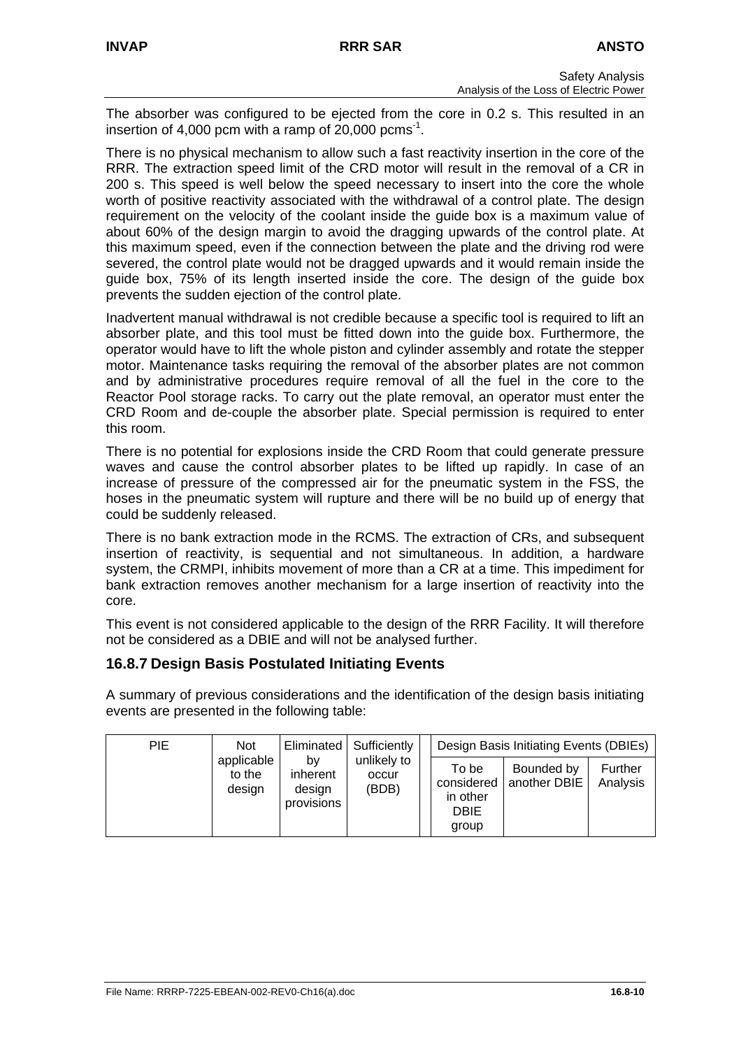The absorber was configured to be ejected from the core in 0.2 s. This resulted in an insertion of 4,000 pcm with a ramp of 20,000 $pcms^{-1}$.

There is no physical mechanism to allow such a fast reactivity insertion in the core of the RRR. The extraction speed limit of the CRD motor will result in the removal of a CR in 200 s. This speed is well below the speed necessary to insert into the core the whole worth of positive reactivity associated with the withdrawal of a control plate. The design requirement on the velocity of the coolant inside the guide box is a maximum value of about 60% of the design margin to avoid the dragging upwards of the control plate. At this maximum speed, even if the connection between the plate and the driving rod were severed, the control plate would not be dragged upwards and it would remain inside the guide box, 75% of its length inserted inside the core. The design of the guide box prevents the sudden ejection of the control plate.

Inadvertent manual withdrawal is not credible because a specific tool is required to lift an absorber plate, and this tool must be fitted down into the guide box. Furthermore, the operator would have to lift the whole piston and cylinder assembly and rotate the stepper motor. Maintenance tasks requiring the removal of the absorber plates are not common and by administrative procedures require removal of all the fuel in the core to the Reactor Pool storage racks. To carry out the plate removal, an operator must enter the CRD Room and de-couple the absorber plate. Special permission is required to enter this room.

There is no potential for explosions inside the CRD Room that could generate pressure waves and cause the control absorber plates to be lifted up rapidly. In case of an increase of pressure of the compressed air for the pneumatic system in the FSS, the hoses in the pneumatic system will rupture and there will be no build up of energy that could be suddenly released.

There is no bank extraction mode in the RCMS. The extraction of CRs, and subsequent insertion of reactivity, is sequential and not simultaneous. In addition, a hardware system, the CRMPI, inhibits movement of more than a CR at a time. This impediment for bank extraction removes another mechanism for a large insertion of reactivity into the core.

This event is not considered applicable to the design of the RRR Facility. It will therefore not be considered as a DBIE and will not be analysed further.

## 16.8.7 Design Basis Postulated Initiating Events

A summary of previous considerations and the identification of the design basis initiating events are presented in the following table:

| PIE | Not applicable to the design | Eliminated by inherent design provisions | Sufficiently unlikely to occur (BDB) | | Design Basis Initiating Events (DBIEs) | | |
|---|---|---|---|---|---|---|---|
| | | | | | To be considered in other DBIE group | Bounded by another DBIE | Further Analysis |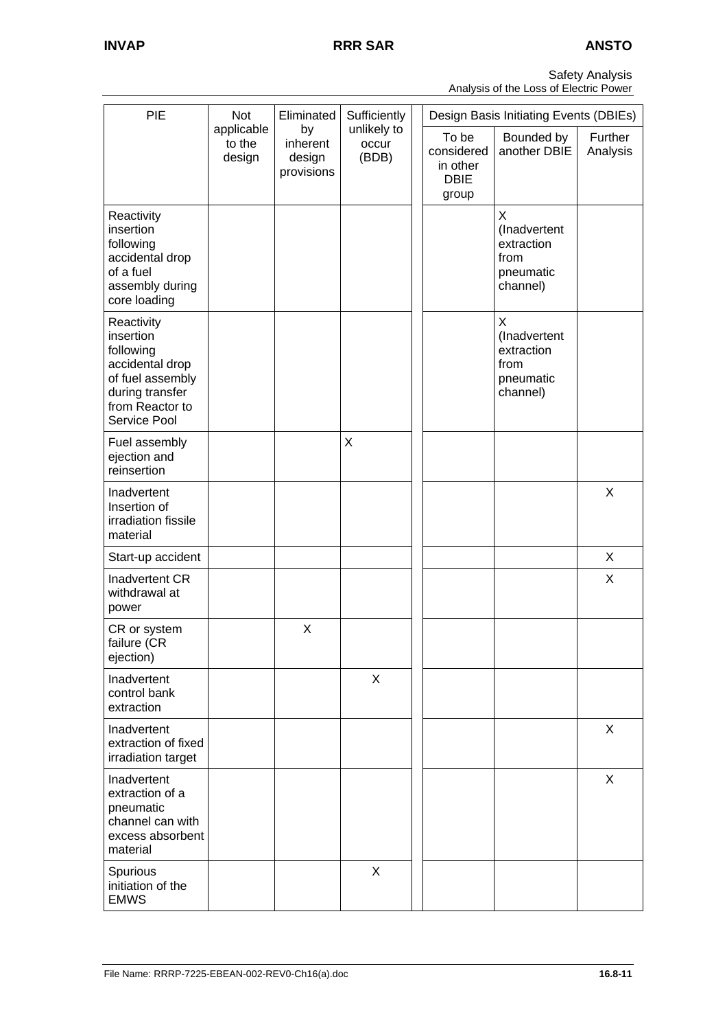| PIE | Not applicable to the design | Eliminated by inherent design provisions | Sufficiently unlikely to occur (BDB) | Design Basis Initiating Events (DBIEs) | | |
|---|---|---|---|---|---|---|
| | | | | To be considered in other DBIE group | Bounded by another DBIE | Further Analysis |
| Reactivity insertion following accidental drop of a fuel assembly during core loading | | | | | X (Inadvertent extraction from pneumatic channel) | |
| Reactivity insertion following accidental drop of fuel assembly during transfer from Reactor to Service Pool | | | | | X (Inadvertent extraction from pneumatic channel) | |
| Fuel assembly ejection and reinsertion | | | X | | | |
| Inadvertent Insertion of irradiation fissile material | | | | | | X |
| Start-up accident | | | | | | X |
| Inadvertent CR withdrawal at power | | | | | | X |
| CR or system failure (CR ejection) | | X | | | | |
| Inadvertent control bank extraction | | | X | | | |
| Inadvertent extraction of fixed irradiation target | | | | | | X |
| Inadvertent extraction of a pneumatic channel can with excess absorbent material | | | | | | X |
| Spurious initiation of the EMWS | | | X | | | |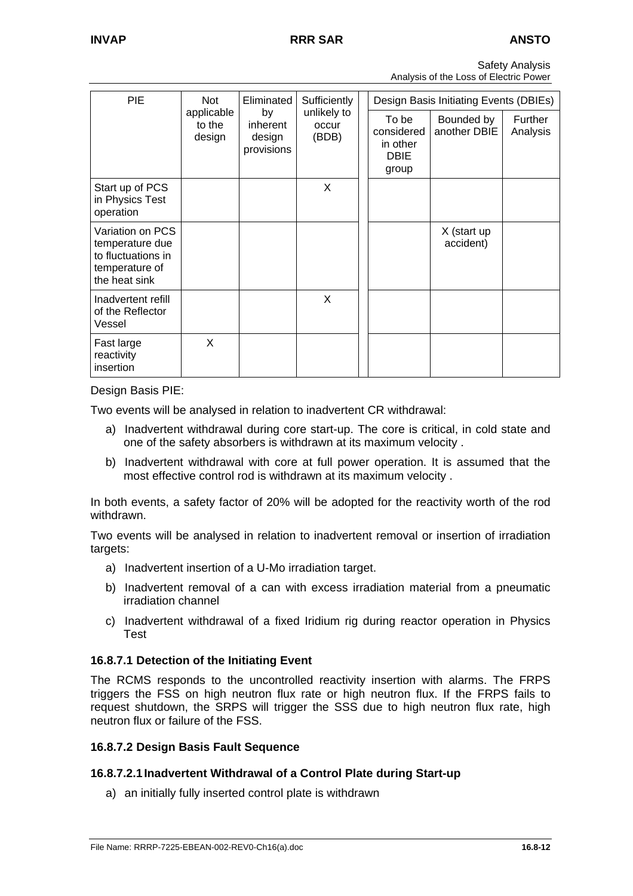| PIE | Not applicable to the design | Eliminated by inherent design provisions | Sufficiently unlikely to occur (BDB) | Design Basis Initiating Events (DBIEs) | | |
|---|---|---|---|---|---|---|
| | | | | To be considered in other DBIE group | Bounded by another DBIE | Further Analysis |
| Start up of PCS in Physics Test operation | | | X | | | |
| Variation on PCS temperature due to fluctuations in temperature of the heat sink | | | | | X (start up accident) | |
| Inadvertent refill of the Reflector Vessel | | | X | | | |
| Fast large reactivity insertion | X | | | | | |

Design Basis PIE:

Two events will be analysed in relation to inadvertent CR withdrawal:

a) Inadvertent withdrawal during core start-up. The core is critical, in cold state and one of the safety absorbers is withdrawn at its maximum velocity .

b) Inadvertent withdrawal with core at full power operation. It is assumed that the most effective control rod is withdrawn at its maximum velocity .

In both events, a safety factor of 20% will be adopted for the reactivity worth of the rod withdrawn.

Two events will be analysed in relation to inadvertent removal or insertion of irradiation targets:

a) Inadvertent insertion of a U-Mo irradiation target.

b) Inadvertent removal of a can with excess irradiation material from a pneumatic irradiation channel

c) Inadvertent withdrawal of a fixed Iridium rig during reactor operation in Physics Test

### 16.8.7.1 Detection of the Initiating Event

The RCMS responds to the uncontrolled reactivity insertion with alarms. The FRPS triggers the FSS on high neutron flux rate or high neutron flux. If the FRPS fails to request shutdown, the SRPS will trigger the SSS due to high neutron flux rate, high neutron flux or failure of the FSS.

### 16.8.7.2 Design Basis Fault Sequence

#### 16.8.7.2.1 Inadvertent Withdrawal of a Control Plate during Start-up

a) an initially fully inserted control plate is withdrawn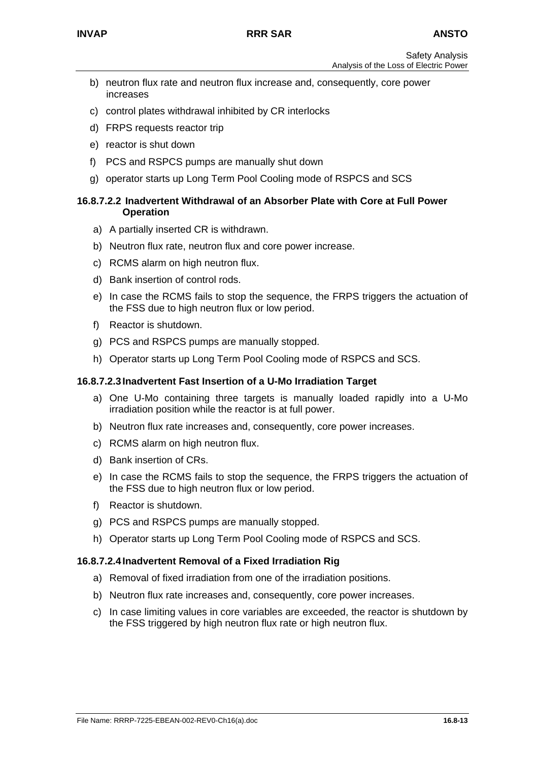b) neutron flux rate and neutron flux increase and, consequently, core power increases

c) control plates withdrawal inhibited by CR interlocks

d) FRPS requests reactor trip

e) reactor is shut down

f) PCS and RSPCS pumps are manually shut down

g) operator starts up Long Term Pool Cooling mode of RSPCS and SCS

#### 16.8.7.2.2 Inadvertent Withdrawal of an Absorber Plate with Core at Full Power Operation

a) A partially inserted CR is withdrawn.

b) Neutron flux rate, neutron flux and core power increase.

c) RCMS alarm on high neutron flux.

d) Bank insertion of control rods.

e) In case the RCMS fails to stop the sequence, the FRPS triggers the actuation of the FSS due to high neutron flux or low period.

f) Reactor is shutdown.

g) PCS and RSPCS pumps are manually stopped.

h) Operator starts up Long Term Pool Cooling mode of RSPCS and SCS.

#### 16.8.7.2.3 Inadvertent Fast Insertion of a U-Mo Irradiation Target

a) One U-Mo containing three targets is manually loaded rapidly into a U-Mo irradiation position while the reactor is at full power.

b) Neutron flux rate increases and, consequently, core power increases.

c) RCMS alarm on high neutron flux.

d) Bank insertion of CRs.

e) In case the RCMS fails to stop the sequence, the FRPS triggers the actuation of the FSS due to high neutron flux or low period.

f) Reactor is shutdown.

g) PCS and RSPCS pumps are manually stopped.

h) Operator starts up Long Term Pool Cooling mode of RSPCS and SCS.

#### 16.8.7.2.4 Inadvertent Removal of a Fixed Irradiation Rig

a) Removal of fixed irradiation from one of the irradiation positions.

b) Neutron flux rate increases and, consequently, core power increases.

c) In case limiting values in core variables are exceeded, the reactor is shutdown by the FSS triggered by high neutron flux rate or high neutron flux.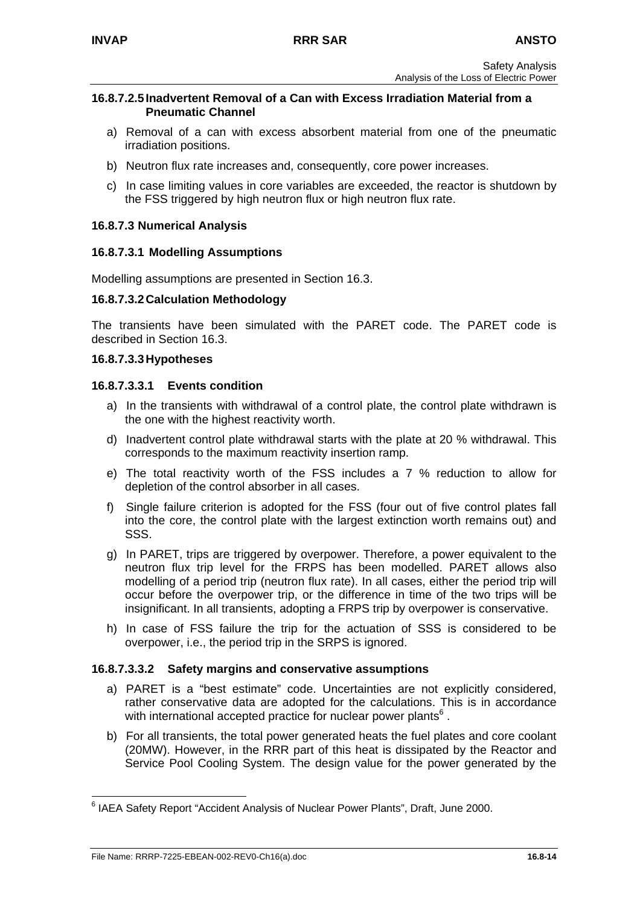#### 16.8.7.2.5 Inadvertent Removal of a Can with Excess Irradiation Material from a Pneumatic Channel

a) Removal of a can with excess absorbent material from one of the pneumatic irradiation positions.

b) Neutron flux rate increases and, consequently, core power increases.

c) In case limiting values in core variables are exceeded, the reactor is shutdown by the FSS triggered by high neutron flux or high neutron flux rate.

### 16.8.7.3 Numerical Analysis

#### 16.8.7.3.1 Modelling Assumptions

Modelling assumptions are presented in Section 16.3.

#### 16.8.7.3.2 Calculation Methodology

The transients have been simulated with the PARET code. The PARET code is described in Section 16.3.

#### 16.8.7.3.3 Hypotheses

##### 16.8.7.3.3.1 Events condition

a) In the transients with withdrawal of a control plate, the control plate withdrawn is the one with the highest reactivity worth.

d) Inadvertent control plate withdrawal starts with the plate at 20 % withdrawal. This corresponds to the maximum reactivity insertion ramp.

e) The total reactivity worth of the FSS includes a 7 % reduction to allow for depletion of the control absorber in all cases.

f) Single failure criterion is adopted for the FSS (four out of five control plates fall into the core, the control plate with the largest extinction worth remains out) and SSS.

g) In PARET, trips are triggered by overpower. Therefore, a power equivalent to the neutron flux trip level for the FRPS has been modelled. PARET allows also modelling of a period trip (neutron flux rate). In all cases, either the period trip will occur before the overpower trip, or the difference in time of the two trips will be insignificant. In all transients, adopting a FRPS trip by overpower is conservative.

h) In case of FSS failure the trip for the actuation of SSS is considered to be overpower, i.e., the period trip in the SRPS is ignored.

##### 16.8.7.3.3.2 Safety margins and conservative assumptions

a) PARET is a "best estimate" code. Uncertainties are not explicitly considered, rather conservative data are adopted for the calculations. This is in accordance with international accepted practice for nuclear power plants[6] .

b) For all transients, the total power generated heats the fuel plates and core coolant (20MW). However, in the RRR part of this heat is dissipated by the Reactor and Service Pool Cooling System. The design value for the power generated by the

---

[6] IAEA Safety Report "Accident Analysis of Nuclear Power Plants", Draft, June 2000.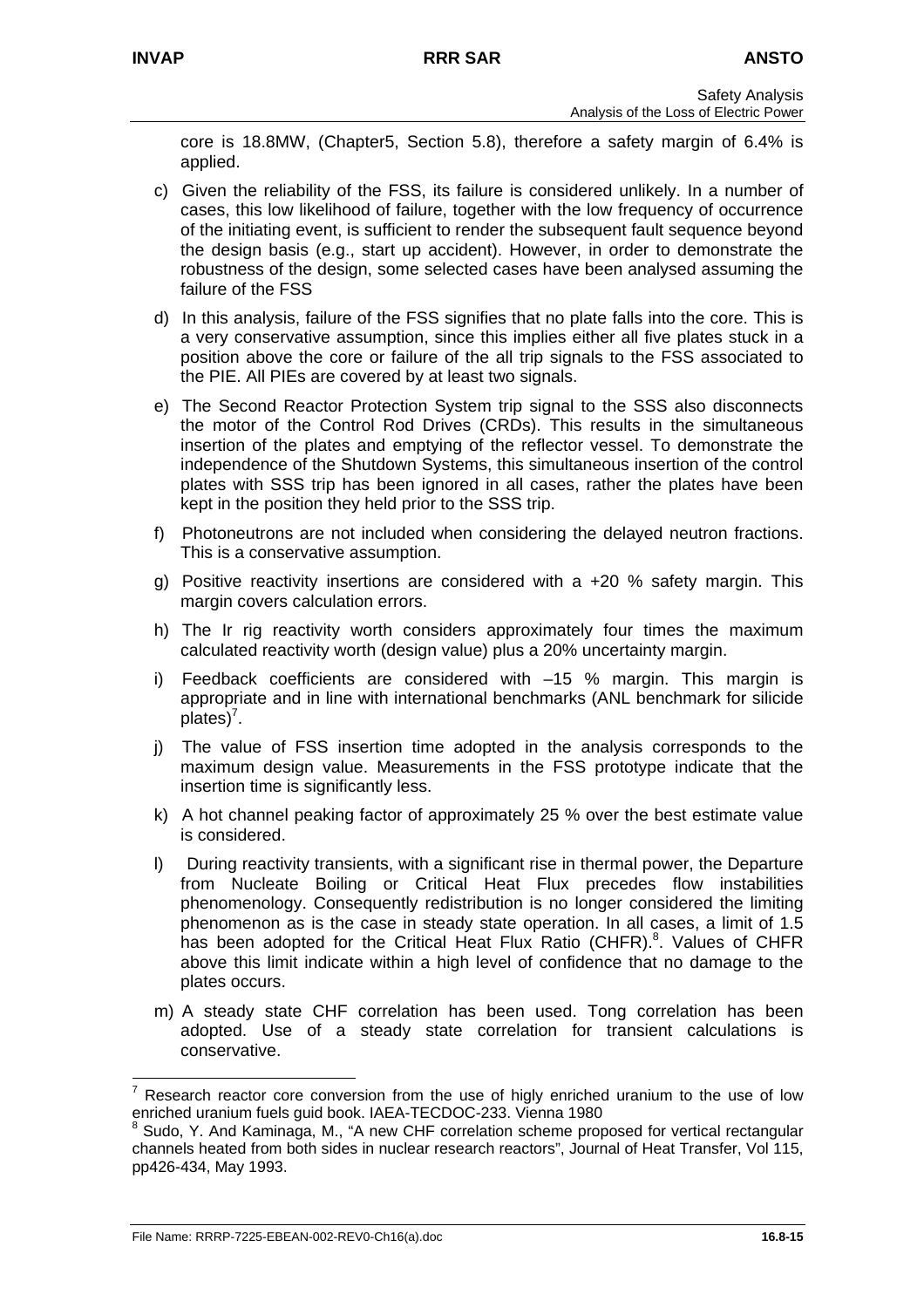core is 18.8MW, (Chapter5, Section 5.8), therefore a safety margin of 6.4% is applied.

c) Given the reliability of the FSS, its failure is considered unlikely. In a number of cases, this low likelihood of failure, together with the low frequency of occurrence of the initiating event, is sufficient to render the subsequent fault sequence beyond the design basis (e.g., start up accident). However, in order to demonstrate the robustness of the design, some selected cases have been analysed assuming the failure of the FSS

d) In this analysis, failure of the FSS signifies that no plate falls into the core. This is a very conservative assumption, since this implies either all five plates stuck in a position above the core or failure of the all trip signals to the FSS associated to the PIE. All PIEs are covered by at least two signals.

e) The Second Reactor Protection System trip signal to the SSS also disconnects the motor of the Control Rod Drives (CRDs). This results in the simultaneous insertion of the plates and emptying of the reflector vessel. To demonstrate the independence of the Shutdown Systems, this simultaneous insertion of the control plates with SSS trip has been ignored in all cases, rather the plates have been kept in the position they held prior to the SSS trip.

f) Photoneutrons are not included when considering the delayed neutron fractions. This is a conservative assumption.

g) Positive reactivity insertions are considered with a +20 % safety margin. This margin covers calculation errors.

h) The Ir rig reactivity worth considers approximately four times the maximum calculated reactivity worth (design value) plus a 20% uncertainty margin.

i) Feedback coefficients are considered with –15 % margin. This margin is appropriate and in line with international benchmarks (ANL benchmark for silicide plates)[7].

j) The value of FSS insertion time adopted in the analysis corresponds to the maximum design value. Measurements in the FSS prototype indicate that the insertion time is significantly less.

k) A hot channel peaking factor of approximately 25 % over the best estimate value is considered.

l) During reactivity transients, with a significant rise in thermal power, the Departure from Nucleate Boiling or Critical Heat Flux precedes flow instabilities phenomenology. Consequently redistribution is no longer considered the limiting phenomenon as is the case in steady state operation. In all cases, a limit of 1.5 has been adopted for the Critical Heat Flux Ratio (CHFR).[8]. Values of CHFR above this limit indicate within a high level of confidence that no damage to the plates occurs.

m) A steady state CHF correlation has been used. Tong correlation has been adopted. Use of a steady state correlation for transient calculations is conservative.

---

[7] Research reactor core conversion from the use of higly enriched uranium to the use of low enriched uranium fuels guid book. IAEA-TECDOC-233. Vienna 1980

[8] Sudo, Y. And Kaminaga, M., "A new CHF correlation scheme proposed for vertical rectangular channels heated from both sides in nuclear research reactors", Journal of Heat Transfer, Vol 115, pp426-434, May 1993.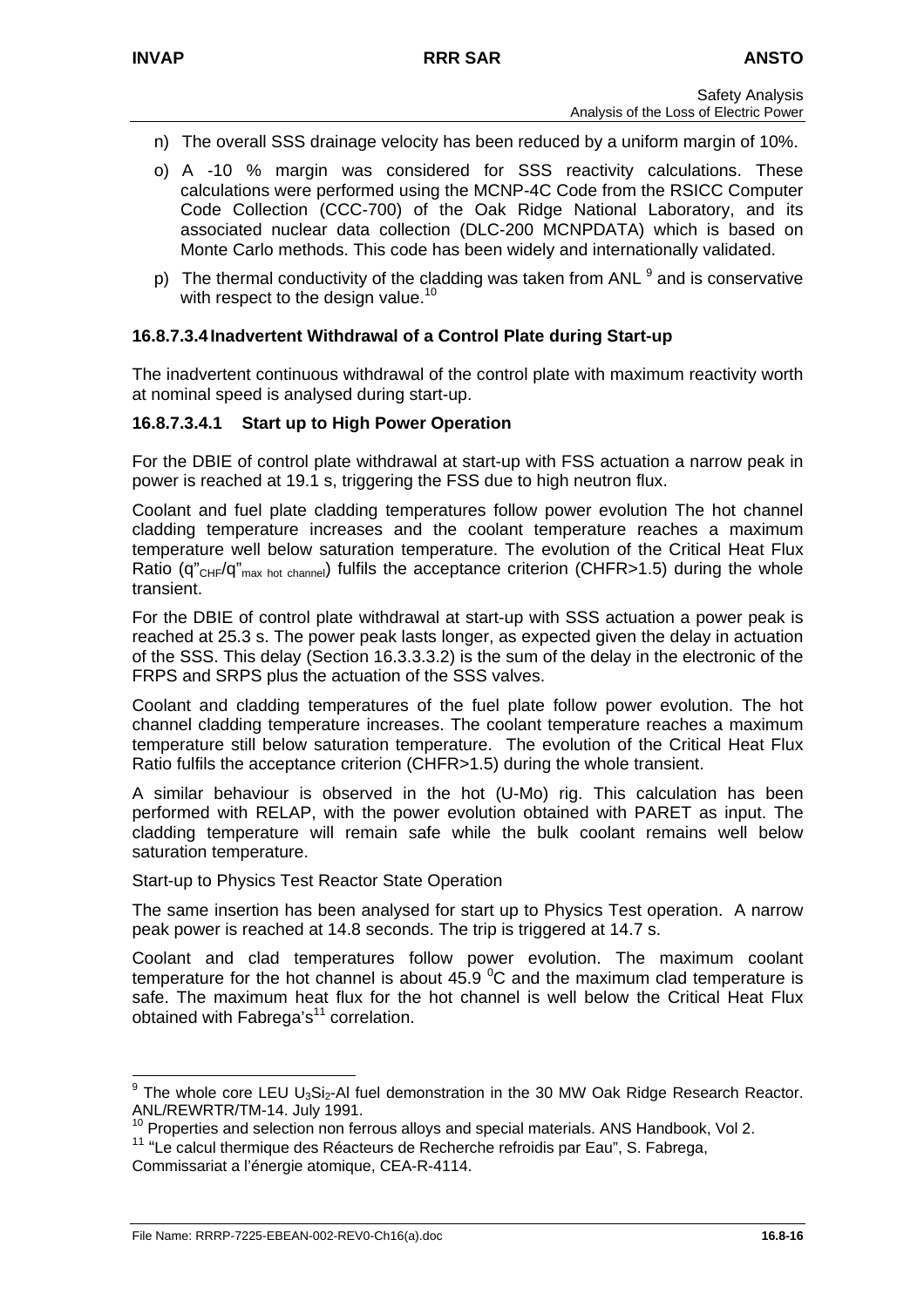n) The overall SSS drainage velocity has been reduced by a uniform margin of 10%.

o) A -10 % margin was considered for SSS reactivity calculations. These calculations were performed using the MCNP-4C Code from the RSICC Computer Code Collection (CCC-700) of the Oak Ridge National Laboratory, and its associated nuclear data collection (DLC-200 MCNPDATA) which is based on Monte Carlo methods. This code has been widely and internationally validated.

p) The thermal conductivity of the cladding was taken from ANL [9] and is conservative with respect to the design value.[10]

### 16.8.7.3.4 Inadvertent Withdrawal of a Control Plate during Start-up

The inadvertent continuous withdrawal of the control plate with maximum reactivity worth at nominal speed is analysed during start-up.

#### 16.8.7.3.4.1 Start up to High Power Operation

For the DBIE of control plate withdrawal at start-up with FSS actuation a narrow peak in power is reached at 19.1 s, triggering the FSS due to high neutron flux.

Coolant and fuel plate cladding temperatures follow power evolution The hot channel cladding temperature increases and the coolant temperature reaches a maximum temperature well below saturation temperature. The evolution of the Critical Heat Flux Ratio ($q''_{CHF}/q''_{max\ hot\ channel}$) fulfils the acceptance criterion (CHFR>1.5) during the whole transient.

For the DBIE of control plate withdrawal at start-up with SSS actuation a power peak is reached at 25.3 s. The power peak lasts longer, as expected given the delay in actuation of the SSS. This delay (Section 16.3.3.3.2) is the sum of the delay in the electronic of the FRPS and SRPS plus the actuation of the SSS valves.

Coolant and cladding temperatures of the fuel plate follow power evolution. The hot channel cladding temperature increases. The coolant temperature reaches a maximum temperature still below saturation temperature. The evolution of the Critical Heat Flux Ratio fulfils the acceptance criterion (CHFR>1.5) during the whole transient.

A similar behaviour is observed in the hot (U-Mo) rig. This calculation has been performed with RELAP, with the power evolution obtained with PARET as input. The cladding temperature will remain safe while the bulk coolant remains well below saturation temperature.

Start-up to Physics Test Reactor State Operation

The same insertion has been analysed for start up to Physics Test operation. A narrow peak power is reached at 14.8 seconds. The trip is triggered at 14.7 s.

Coolant and clad temperatures follow power evolution. The maximum coolant temperature for the hot channel is about 45.9 $^0$C and the maximum clad temperature is safe. The maximum heat flux for the hot channel is well below the Critical Heat Flux obtained with Fabrega's[11] correlation.

---

[9] The whole core LEU $U_3Si_2$-Al fuel demonstration in the 30 MW Oak Ridge Research Reactor. ANL/REWRTR/TM-14. July 1991.

[10] Properties and selection non ferrous alloys and special materials. ANS Handbook, Vol 2.

[11] "Le calcul thermique des Réacteurs de Recherche refroidis par Eau", S. Fabrega, Commissariat a l'énergie atomique, CEA-R-4114.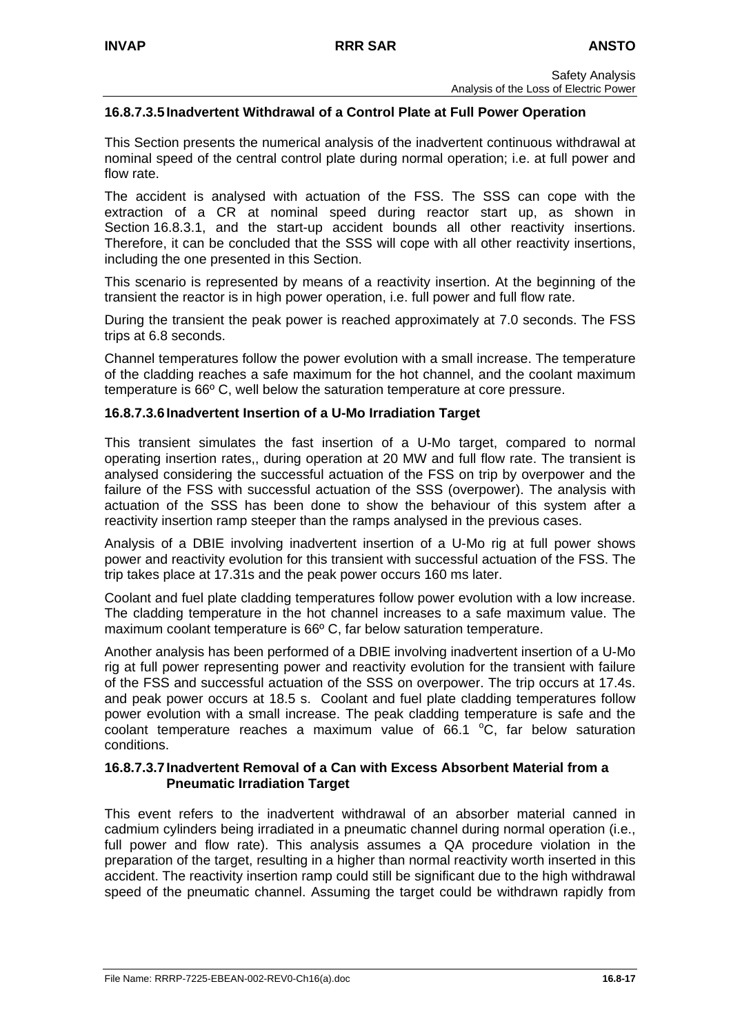#### 16.8.7.3.5 Inadvertent Withdrawal of a Control Plate at Full Power Operation

This Section presents the numerical analysis of the inadvertent continuous withdrawal at nominal speed of the central control plate during normal operation; i.e. at full power and flow rate.

The accident is analysed with actuation of the FSS. The SSS can cope with the extraction of a CR at nominal speed during reactor start up, as shown in Section 16.8.3.1, and the start-up accident bounds all other reactivity insertions. Therefore, it can be concluded that the SSS will cope with all other reactivity insertions, including the one presented in this Section.

This scenario is represented by means of a reactivity insertion. At the beginning of the transient the reactor is in high power operation, i.e. full power and full flow rate.

During the transient the peak power is reached approximately at 7.0 seconds. The FSS trips at 6.8 seconds.

Channel temperatures follow the power evolution with a small increase. The temperature of the cladding reaches a safe maximum for the hot channel, and the coolant maximum temperature is 66º C, well below the saturation temperature at core pressure.

#### 16.8.7.3.6 Inadvertent Insertion of a U-Mo Irradiation Target

This transient simulates the fast insertion of a U-Mo target, compared to normal operating insertion rates,, during operation at 20 MW and full flow rate. The transient is analysed considering the successful actuation of the FSS on trip by overpower and the failure of the FSS with successful actuation of the SSS (overpower). The analysis with actuation of the SSS has been done to show the behaviour of this system after a reactivity insertion ramp steeper than the ramps analysed in the previous cases.

Analysis of a DBIE involving inadvertent insertion of a U-Mo rig at full power shows power and reactivity evolution for this transient with successful actuation of the FSS. The trip takes place at 17.31s and the peak power occurs 160 ms later.

Coolant and fuel plate cladding temperatures follow power evolution with a low increase. The cladding temperature in the hot channel increases to a safe maximum value. The maximum coolant temperature is 66º C, far below saturation temperature.

Another analysis has been performed of a DBIE involving inadvertent insertion of a U-Mo rig at full power representing power and reactivity evolution for the transient with failure of the FSS and successful actuation of the SSS on overpower. The trip occurs at 17.4s. and peak power occurs at 18.5 s. Coolant and fuel plate cladding temperatures follow power evolution with a small increase. The peak cladding temperature is safe and the coolant temperature reaches a maximum value of 66.1 $^{o}$C, far below saturation conditions.

#### 16.8.7.3.7 Inadvertent Removal of a Can with Excess Absorbent Material from a Pneumatic Irradiation Target

This event refers to the inadvertent withdrawal of an absorber material canned in cadmium cylinders being irradiated in a pneumatic channel during normal operation (i.e., full power and flow rate). This analysis assumes a QA procedure violation in the preparation of the target, resulting in a higher than normal reactivity worth inserted in this accident. The reactivity insertion ramp could still be significant due to the high withdrawal speed of the pneumatic channel. Assuming the target could be withdrawn rapidly from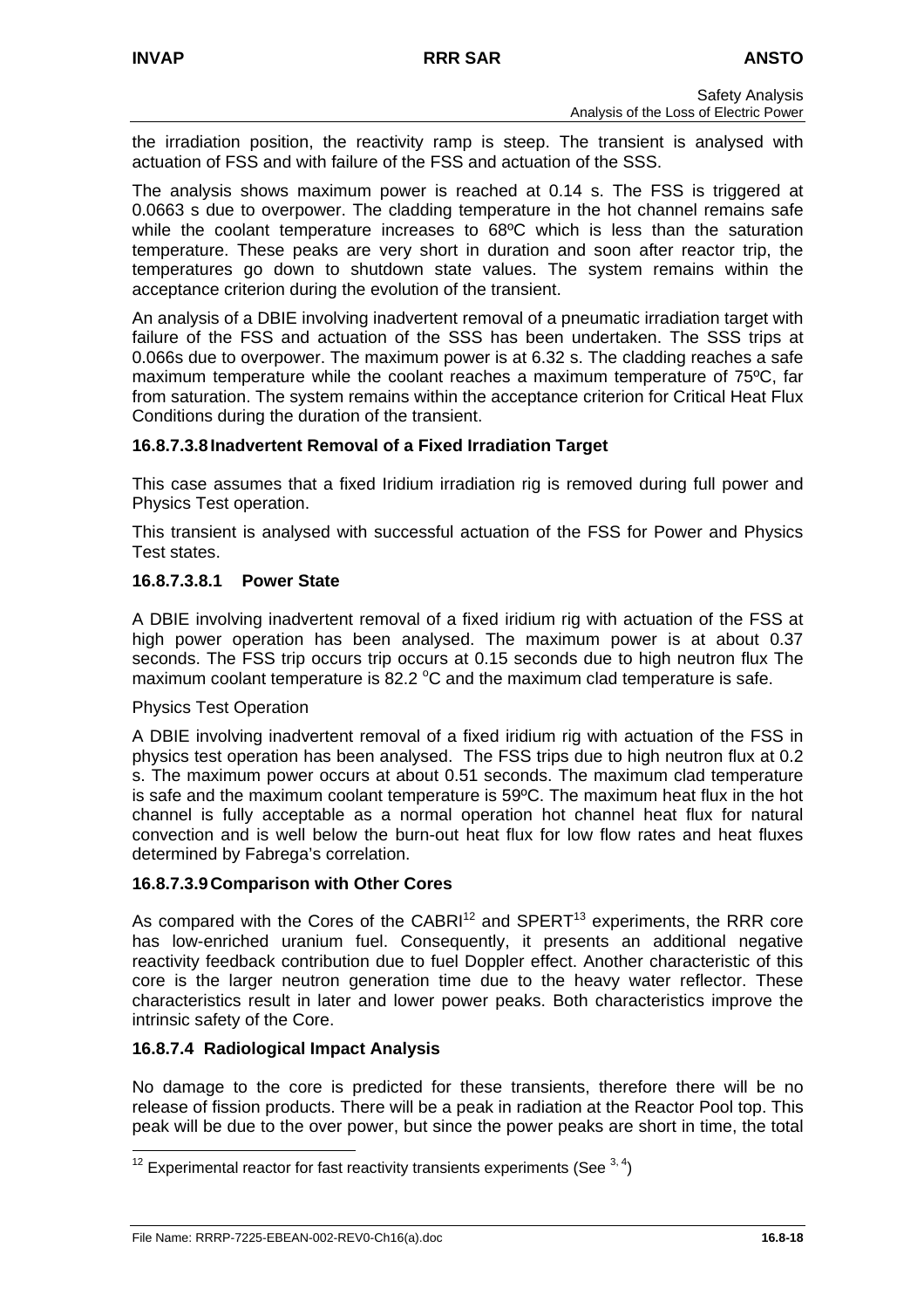the irradiation position, the reactivity ramp is steep. The transient is analysed with actuation of FSS and with failure of the FSS and actuation of the SSS.

The analysis shows maximum power is reached at 0.14 s. The FSS is triggered at 0.0663 s due to overpower. The cladding temperature in the hot channel remains safe while the coolant temperature increases to 68ºC which is less than the saturation temperature. These peaks are very short in duration and soon after reactor trip, the temperatures go down to shutdown state values. The system remains within the acceptance criterion during the evolution of the transient.

An analysis of a DBIE involving inadvertent removal of a pneumatic irradiation target with failure of the FSS and actuation of the SSS has been undertaken. The SSS trips at 0.066s due to overpower. The maximum power is at 6.32 s. The cladding reaches a safe maximum temperature while the coolant reaches a maximum temperature of 75ºC, far from saturation. The system remains within the acceptance criterion for Critical Heat Flux Conditions during the duration of the transient.

### 16.8.7.3.8 Inadvertent Removal of a Fixed Irradiation Target

This case assumes that a fixed Iridium irradiation rig is removed during full power and Physics Test operation.

This transient is analysed with successful actuation of the FSS for Power and Physics Test states.

#### 16.8.7.3.8.1 Power State

A DBIE involving inadvertent removal of a fixed iridium rig with actuation of the FSS at high power operation has been analysed. The maximum power is at about 0.37 seconds. The FSS trip occurs trip occurs at 0.15 seconds due to high neutron flux The maximum coolant temperature is 82.2 $^{o}$C and the maximum clad temperature is safe.

Physics Test Operation

A DBIE involving inadvertent removal of a fixed iridium rig with actuation of the FSS in physics test operation has been analysed. The FSS trips due to high neutron flux at 0.2 s. The maximum power occurs at about 0.51 seconds. The maximum clad temperature is safe and the maximum coolant temperature is 59ºC. The maximum heat flux in the hot channel is fully acceptable as a normal operation hot channel heat flux for natural convection and is well below the burn-out heat flux for low flow rates and heat fluxes determined by Fabrega's correlation.

### 16.8.7.3.9 Comparison with Other Cores

As compared with the Cores of the CABRI[12] and SPERT[13] experiments, the RRR core has low-enriched uranium fuel. Consequently, it presents an additional negative reactivity feedback contribution due to fuel Doppler effect. Another characteristic of this core is the larger neutron generation time due to the heavy water reflector. These characteristics result in later and lower power peaks. Both characteristics improve the intrinsic safety of the Core.

### 16.8.7.4 Radiological Impact Analysis

No damage to the core is predicted for these transients, therefore there will be no release of fission products. There will be a peak in radiation at the Reactor Pool top. This peak will be due to the over power, but since the power peaks are short in time, the total

[12] Experimental reactor for fast reactivity transients experiments (See [3, 4])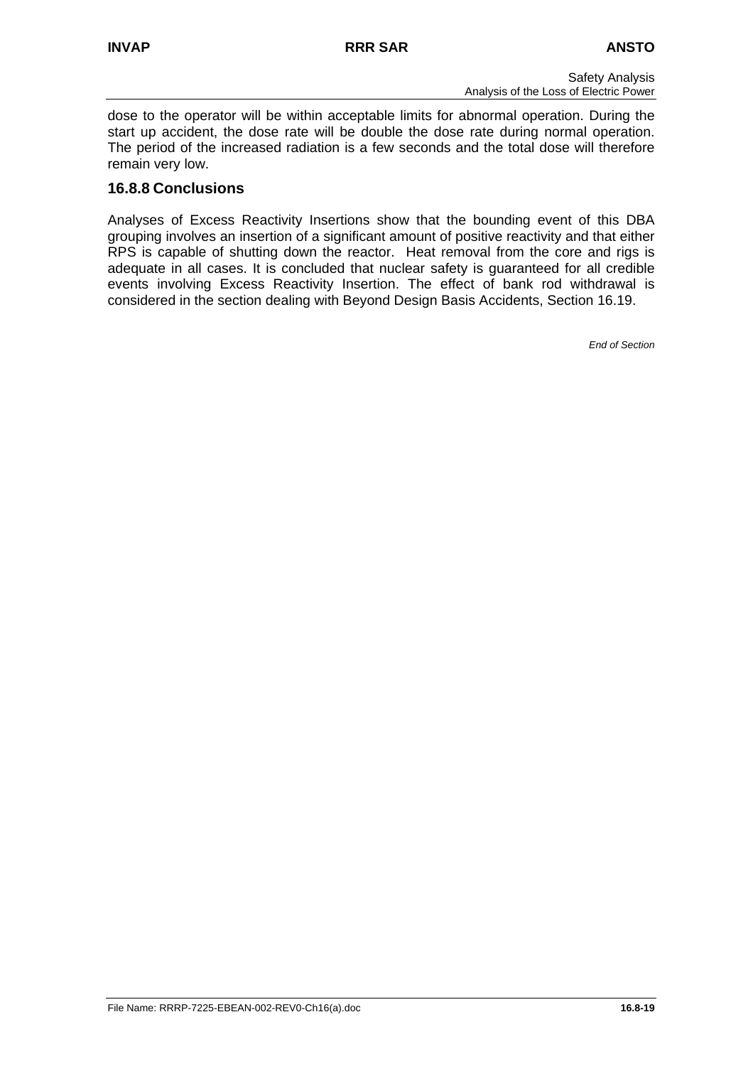dose to the operator will be within acceptable limits for abnormal operation. During the start up accident, the dose rate will be double the dose rate during normal operation. The period of the increased radiation is a few seconds and the total dose will therefore remain very low.

### 16.8.8 Conclusions

Analyses of Excess Reactivity Insertions show that the bounding event of this DBA grouping involves an insertion of a significant amount of positive reactivity and that either RPS is capable of shutting down the reactor. Heat removal from the core and rigs is adequate in all cases. It is concluded that nuclear safety is guaranteed for all credible events involving Excess Reactivity Insertion. The effect of bank rod withdrawal is considered in the section dealing with Beyond Design Basis Accidents, Section 16.19.

*End of Section*